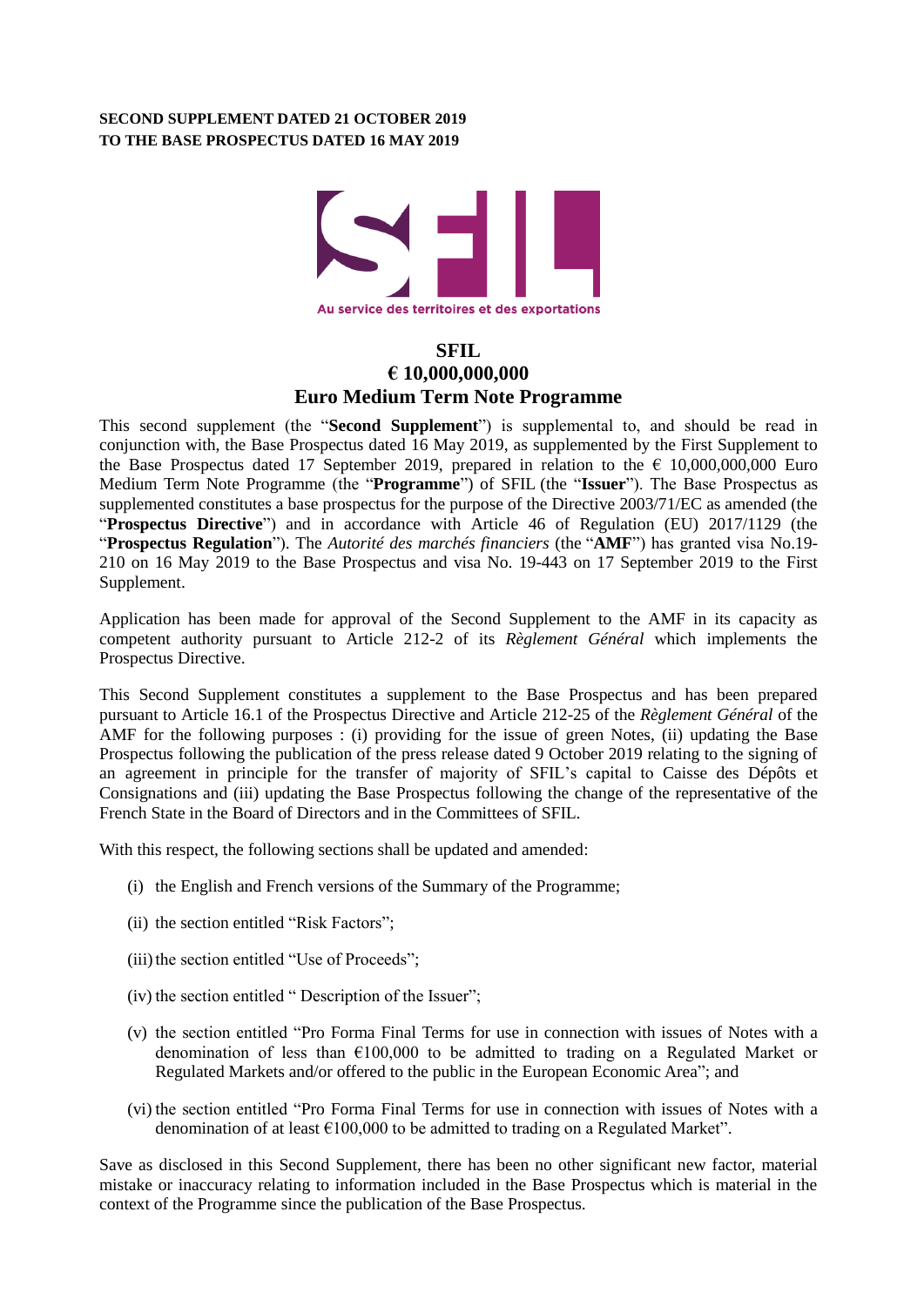**SECOND SUPPLEMENT DATED 21 OCTOBER 2019**
**TO THE BASE PROSPECTUS DATED 16 MAY 2019**

Au service des territoires et des exportations

# SFIL
# € 10,000,000,000
# Euro Medium Term Note Programme

This second supplement (the "**Second Supplement**") is supplemental to, and should be read in conjunction with, the Base Prospectus dated 16 May 2019, as supplemented by the First Supplement to the Base Prospectus dated 17 September 2019, prepared in relation to the € 10,000,000,000 Euro Medium Term Note Programme (the "**Programme**") of SFIL (the "**Issuer**"). The Base Prospectus as supplemented constitutes a base prospectus for the purpose of the Directive 2003/71/EC as amended (the "**Prospectus Directive**") and in accordance with Article 46 of Regulation (EU) 2017/1129 (the "**Prospectus Regulation**"). The *Autorité des marchés financiers* (the "**AMF**") has granted visa No.19-210 on 16 May 2019 to the Base Prospectus and visa No. 19-443 on 17 September 2019 to the First Supplement.

Application has been made for approval of the Second Supplement to the AMF in its capacity as competent authority pursuant to Article 212-2 of its *Règlement Général* which implements the Prospectus Directive.

This Second Supplement constitutes a supplement to the Base Prospectus and has been prepared pursuant to Article 16.1 of the Prospectus Directive and Article 212-25 of the *Règlement Général* of the AMF for the following purposes : (i) providing for the issue of green Notes, (ii) updating the Base Prospectus following the publication of the press release dated 9 October 2019 relating to the signing of an agreement in principle for the transfer of majority of SFIL's capital to Caisse des Dépôts et Consignations and (iii) updating the Base Prospectus following the change of the representative of the French State in the Board of Directors and in the Committees of SFIL.

With this respect, the following sections shall be updated and amended:

(i) the English and French versions of the Summary of the Programme;

(ii) the section entitled "Risk Factors";

(iii) the section entitled "Use of Proceeds";

(iv) the section entitled " Description of the Issuer";

(v) the section entitled "Pro Forma Final Terms for use in connection with issues of Notes with a denomination of less than €100,000 to be admitted to trading on a Regulated Market or Regulated Markets and/or offered to the public in the European Economic Area"; and

(vi) the section entitled "Pro Forma Final Terms for use in connection with issues of Notes with a denomination of at least €100,000 to be admitted to trading on a Regulated Market".

Save as disclosed in this Second Supplement, there has been no other significant new factor, material mistake or inaccuracy relating to information included in the Base Prospectus which is material in the context of the Programme since the publication of the Base Prospectus.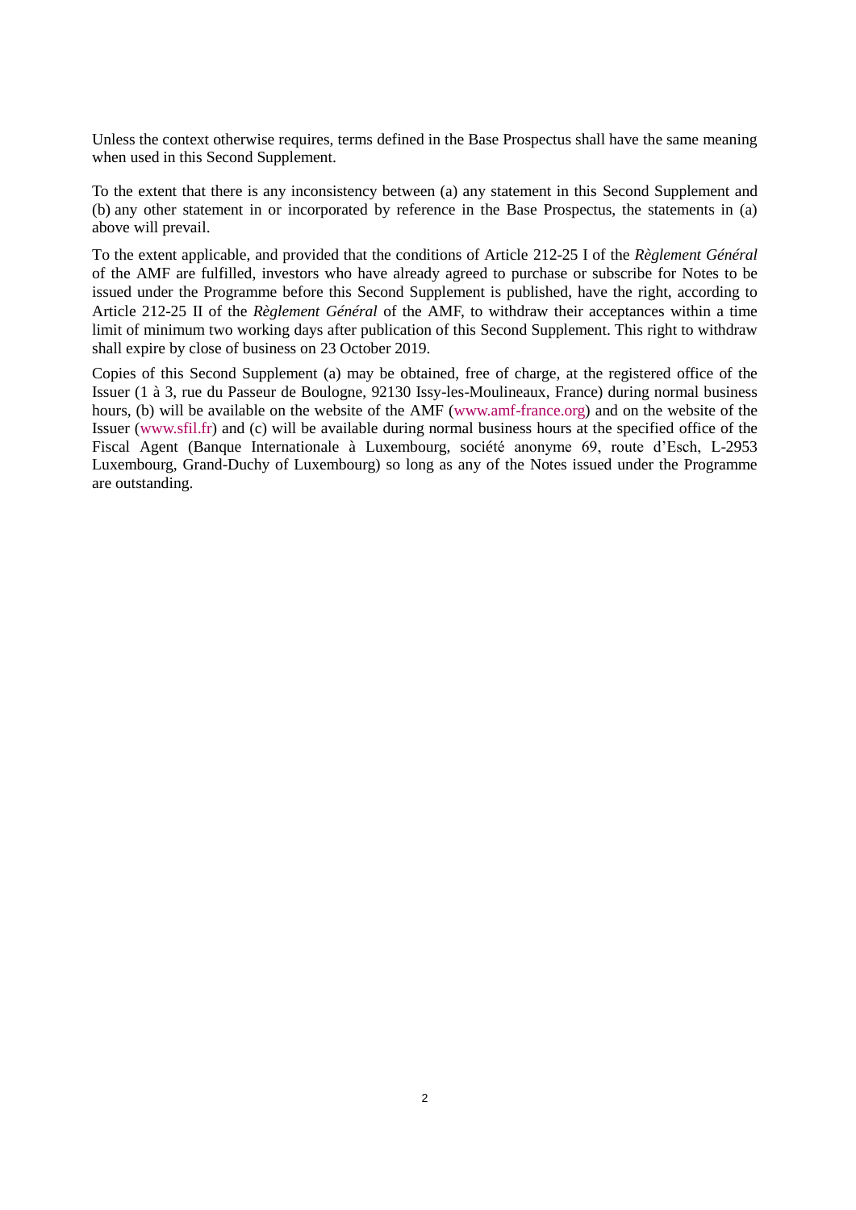Unless the context otherwise requires, terms defined in the Base Prospectus shall have the same meaning when used in this Second Supplement.

To the extent that there is any inconsistency between (a) any statement in this Second Supplement and (b) any other statement in or incorporated by reference in the Base Prospectus, the statements in (a) above will prevail.

To the extent applicable, and provided that the conditions of Article 212-25 I of the *Règlement Général* of the AMF are fulfilled, investors who have already agreed to purchase or subscribe for Notes to be issued under the Programme before this Second Supplement is published, have the right, according to Article 212-25 II of the *Règlement Général* of the AMF, to withdraw their acceptances within a time limit of minimum two working days after publication of this Second Supplement. This right to withdraw shall expire by close of business on 23 October 2019.

Copies of this Second Supplement (a) may be obtained, free of charge, at the registered office of the Issuer (1 à 3, rue du Passeur de Boulogne, 92130 Issy-les-Moulineaux, France) during normal business hours, (b) will be available on the website of the AMF (www.amf-france.org) and on the website of the Issuer (www.sfil.fr) and (c) will be available during normal business hours at the specified office of the Fiscal Agent (Banque Internationale à Luxembourg, société anonyme 69, route d'Esch, L-2953 Luxembourg, Grand-Duchy of Luxembourg) so long as any of the Notes issued under the Programme are outstanding.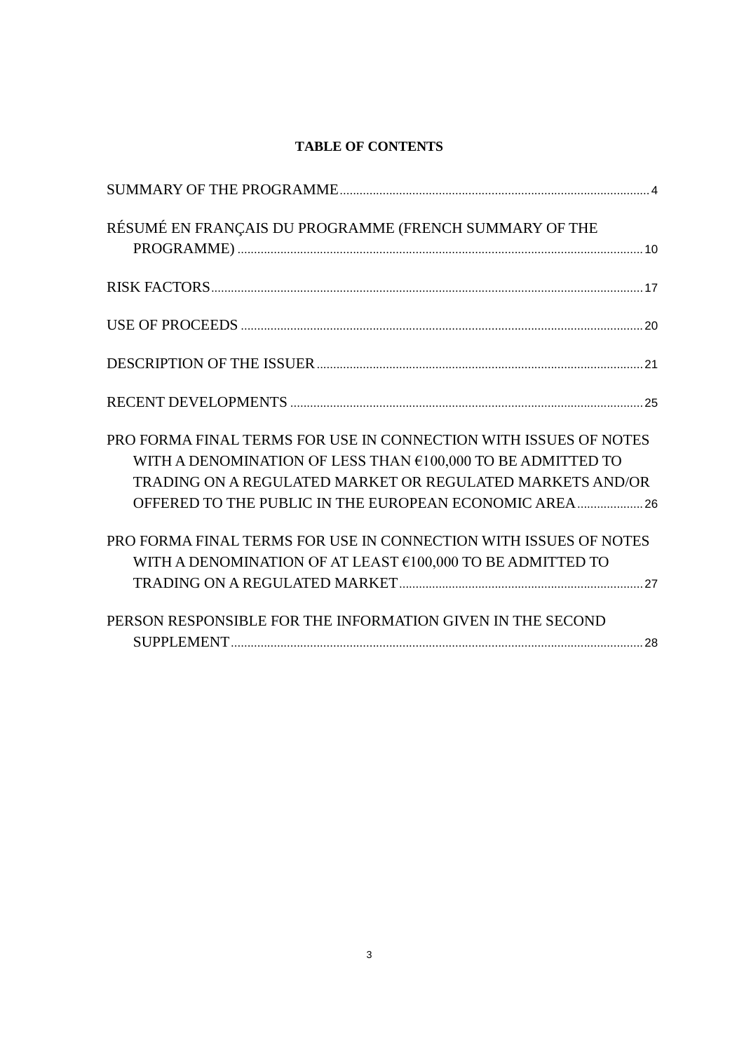**TABLE OF CONTENTS**

SUMMARY OF THE PROGRAMME .......... 4

RÉSUMÉ EN FRANÇAIS DU PROGRAMME (FRENCH SUMMARY OF THE PROGRAMME) .......... 10

RISK FACTORS .......... 17

USE OF PROCEEDS .......... 20

DESCRIPTION OF THE ISSUER .......... 21

RECENT DEVELOPMENTS .......... 25

PRO FORMA FINAL TERMS FOR USE IN CONNECTION WITH ISSUES OF NOTES WITH A DENOMINATION OF LESS THAN €100,000 TO BE ADMITTED TO TRADING ON A REGULATED MARKET OR REGULATED MARKETS AND/OR OFFERED TO THE PUBLIC IN THE EUROPEAN ECONOMIC AREA .......... 26

PRO FORMA FINAL TERMS FOR USE IN CONNECTION WITH ISSUES OF NOTES WITH A DENOMINATION OF AT LEAST €100,000 TO BE ADMITTED TO TRADING ON A REGULATED MARKET .......... 27

PERSON RESPONSIBLE FOR THE INFORMATION GIVEN IN THE SECOND SUPPLEMENT .......... 28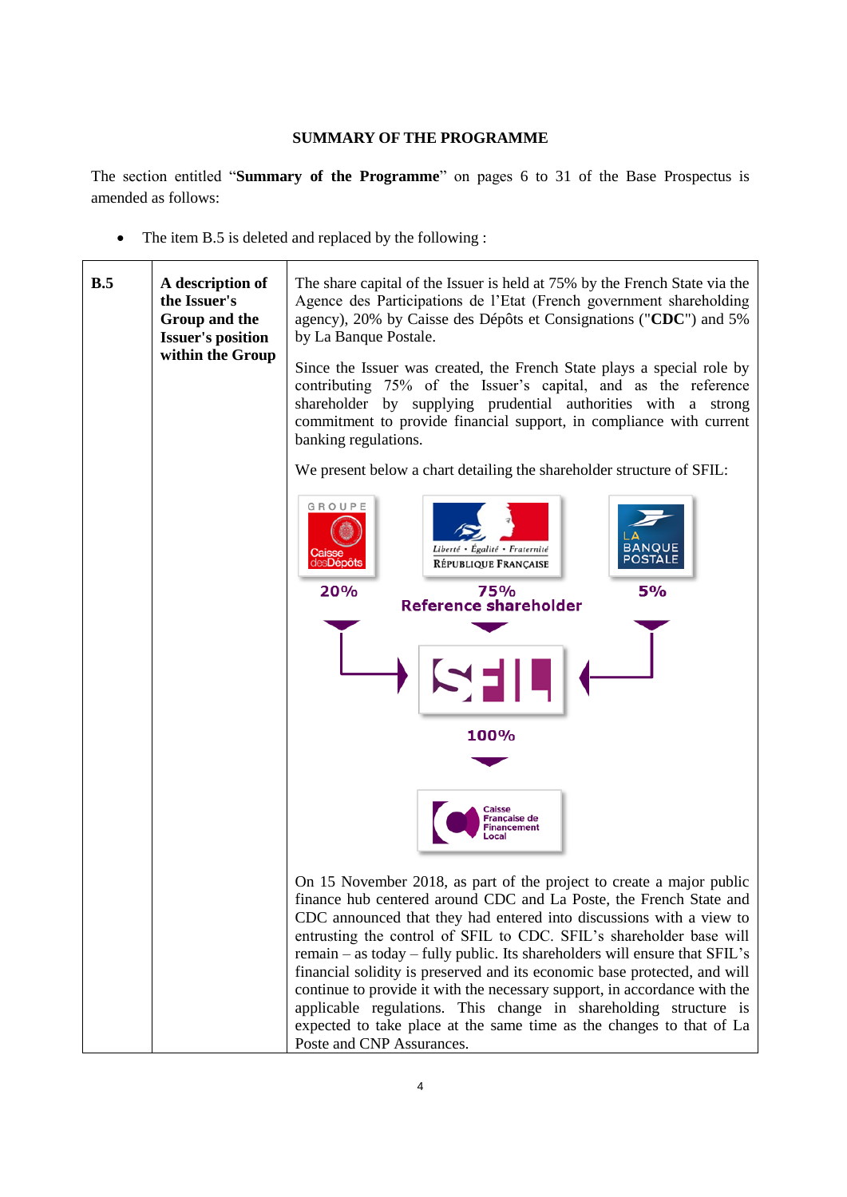# SUMMARY OF THE PROGRAMME

The section entitled "**Summary of the Programme**" on pages 6 to 31 of the Base Prospectus is amended as follows:

- The item B.5 is deleted and replaced by the following :

| | | |
|---|---|---|
| **B.5** | **A description of the Issuer's Group and the Issuer's position within the Group** | The share capital of the Issuer is held at 75% by the French State via the Agence des Participations de l'Etat (French government shareholding agency), 20% by Caisse des Dépôts et Consignations ("**CDC**") and 5% by La Banque Postale.<br><br>Since the Issuer was created, the French State plays a special role by contributing 75% of the Issuer's capital, and as the reference shareholder by supplying prudential authorities with a strong commitment to provide financial support, in compliance with current banking regulations.<br><br>We present below a chart detailing the shareholder structure of SFIL:<br><br>Groupe Caisse des Dépôts: 20%<br>République Française: 75% Reference shareholder<br>La Banque Postale: 5%<br>→ SFIL<br>100%<br>→ Caisse Française de Financement Local<br><br>On 15 November 2018, as part of the project to create a major public finance hub centered around CDC and La Poste, the French State and CDC announced that they had entered into discussions with a view to entrusting the control of SFIL to CDC. SFIL's shareholder base will remain – as today – fully public. Its shareholders will ensure that SFIL's financial solidity is preserved and its economic base protected, and will continue to provide it with the necessary support, in accordance with the applicable regulations. This change in shareholding structure is expected to take place at the same time as the changes to that of La Poste and CNP Assurances. |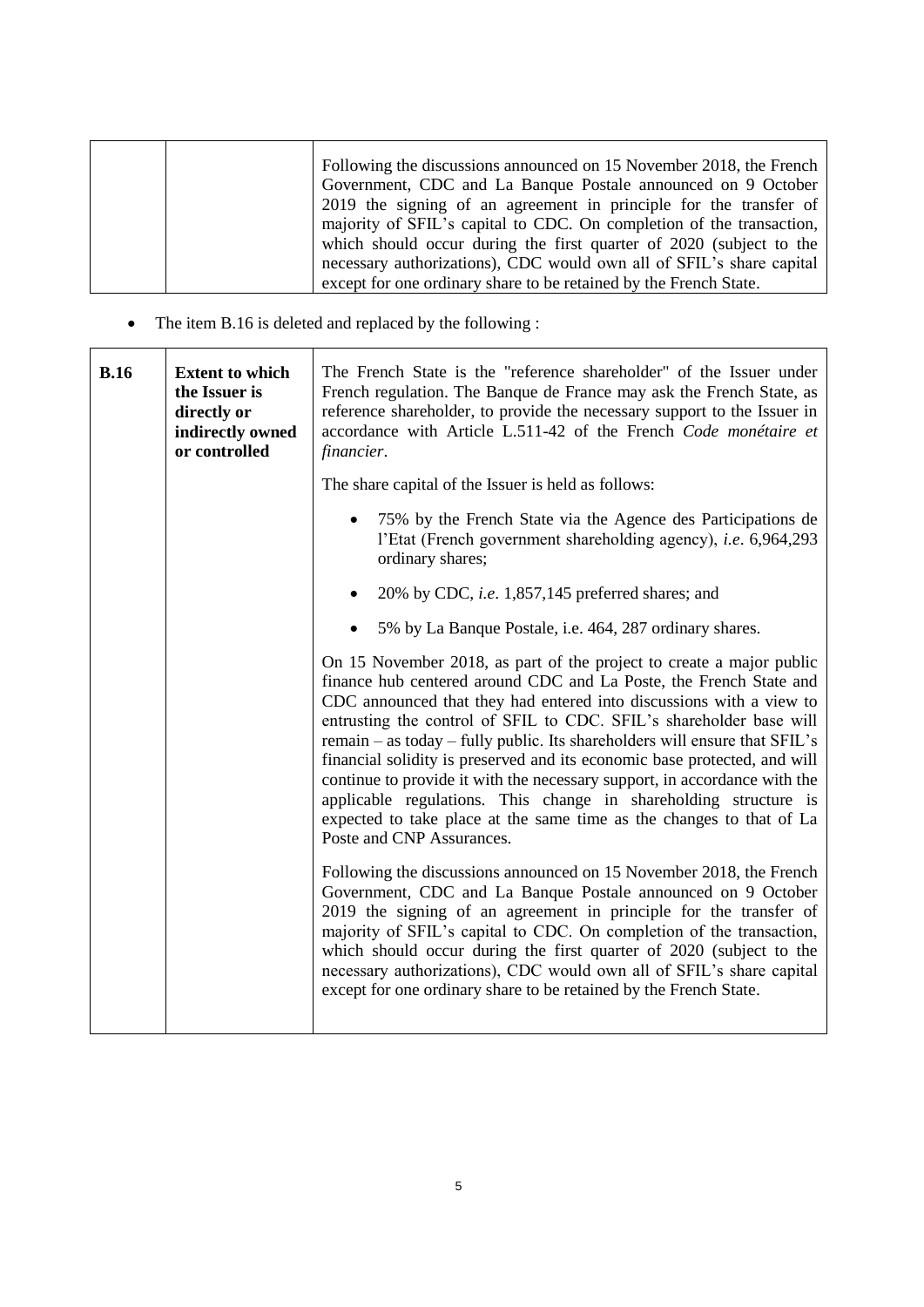|  |  | Following the discussions announced on 15 November 2018, the French Government, CDC and La Banque Postale announced on 9 October 2019 the signing of an agreement in principle for the transfer of majority of SFIL's capital to CDC. On completion of the transaction, which should occur during the first quarter of 2020 (subject to the necessary authorizations), CDC would own all of SFIL's share capital except for one ordinary share to be retained by the French State. |
|---|---|---|

- The item B.16 is deleted and replaced by the following :

| **B.16** | **Extent to which the Issuer is directly or indirectly owned or controlled** | The French State is the "reference shareholder" of the Issuer under French regulation. The Banque de France may ask the French State, as reference shareholder, to provide the necessary support to the Issuer in accordance with Article L.511-42 of the French *Code monétaire et financier*.<br><br>The share capital of the Issuer is held as follows:<br><br>• 75% by the French State via the Agence des Participations de l'Etat (French government shareholding agency), *i.e*. 6,964,293 ordinary shares;<br><br>• 20% by CDC, *i.e*. 1,857,145 preferred shares; and<br><br>• 5% by La Banque Postale, i.e. 464, 287 ordinary shares.<br><br>On 15 November 2018, as part of the project to create a major public finance hub centered around CDC and La Poste, the French State and CDC announced that they had entered into discussions with a view to entrusting the control of SFIL to CDC. SFIL's shareholder base will remain – as today – fully public. Its shareholders will ensure that SFIL's financial solidity is preserved and its economic base protected, and will continue to provide it with the necessary support, in accordance with the applicable regulations. This change in shareholding structure is expected to take place at the same time as the changes to that of La Poste and CNP Assurances.<br><br>Following the discussions announced on 15 November 2018, the French Government, CDC and La Banque Postale announced on 9 October 2019 the signing of an agreement in principle for the transfer of majority of SFIL's capital to CDC. On completion of the transaction, which should occur during the first quarter of 2020 (subject to the necessary authorizations), CDC would own all of SFIL's share capital except for one ordinary share to be retained by the French State. |
|---|---|---|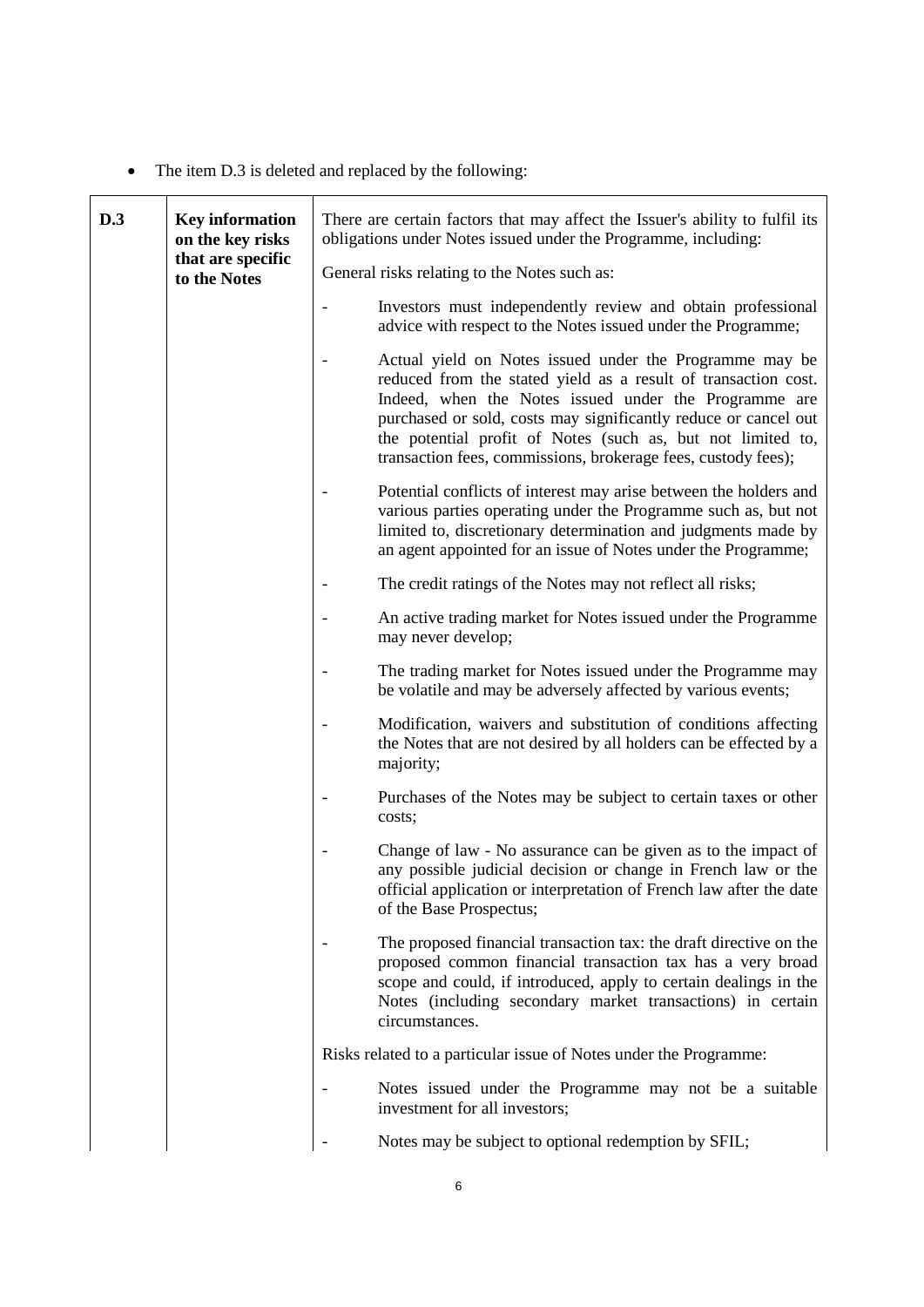- The item D.3 is deleted and replaced by the following:

| D.3 | **Key information on the key risks that are specific to the Notes** | There are certain factors that may affect the Issuer's ability to fulfil its obligations under Notes issued under the Programme, including:<br><br>General risks relating to the Notes such as:<br><br>- Investors must independently review and obtain professional advice with respect to the Notes issued under the Programme;<br>- Actual yield on Notes issued under the Programme may be reduced from the stated yield as a result of transaction cost. Indeed, when the Notes issued under the Programme are purchased or sold, costs may significantly reduce or cancel out the potential profit of Notes (such as, but not limited to, transaction fees, commissions, brokerage fees, custody fees);<br>- Potential conflicts of interest may arise between the holders and various parties operating under the Programme such as, but not limited to, discretionary determination and judgments made by an agent appointed for an issue of Notes under the Programme;<br>- The credit ratings of the Notes may not reflect all risks;<br>- An active trading market for Notes issued under the Programme may never develop;<br>- The trading market for Notes issued under the Programme may be volatile and may be adversely affected by various events;<br>- Modification, waivers and substitution of conditions affecting the Notes that are not desired by all holders can be effected by a majority;<br>- Purchases of the Notes may be subject to certain taxes or other costs;<br>- Change of law - No assurance can be given as to the impact of any possible judicial decision or change in French law or the official application or interpretation of French law after the date of the Base Prospectus;<br>- The proposed financial transaction tax: the draft directive on the proposed common financial transaction tax has a very broad scope and could, if introduced, apply to certain dealings in the Notes (including secondary market transactions) in certain circumstances.<br><br>Risks related to a particular issue of Notes under the Programme:<br><br>- Notes issued under the Programme may not be a suitable investment for all investors;<br>- Notes may be subject to optional redemption by SFIL; |
|---|---|---|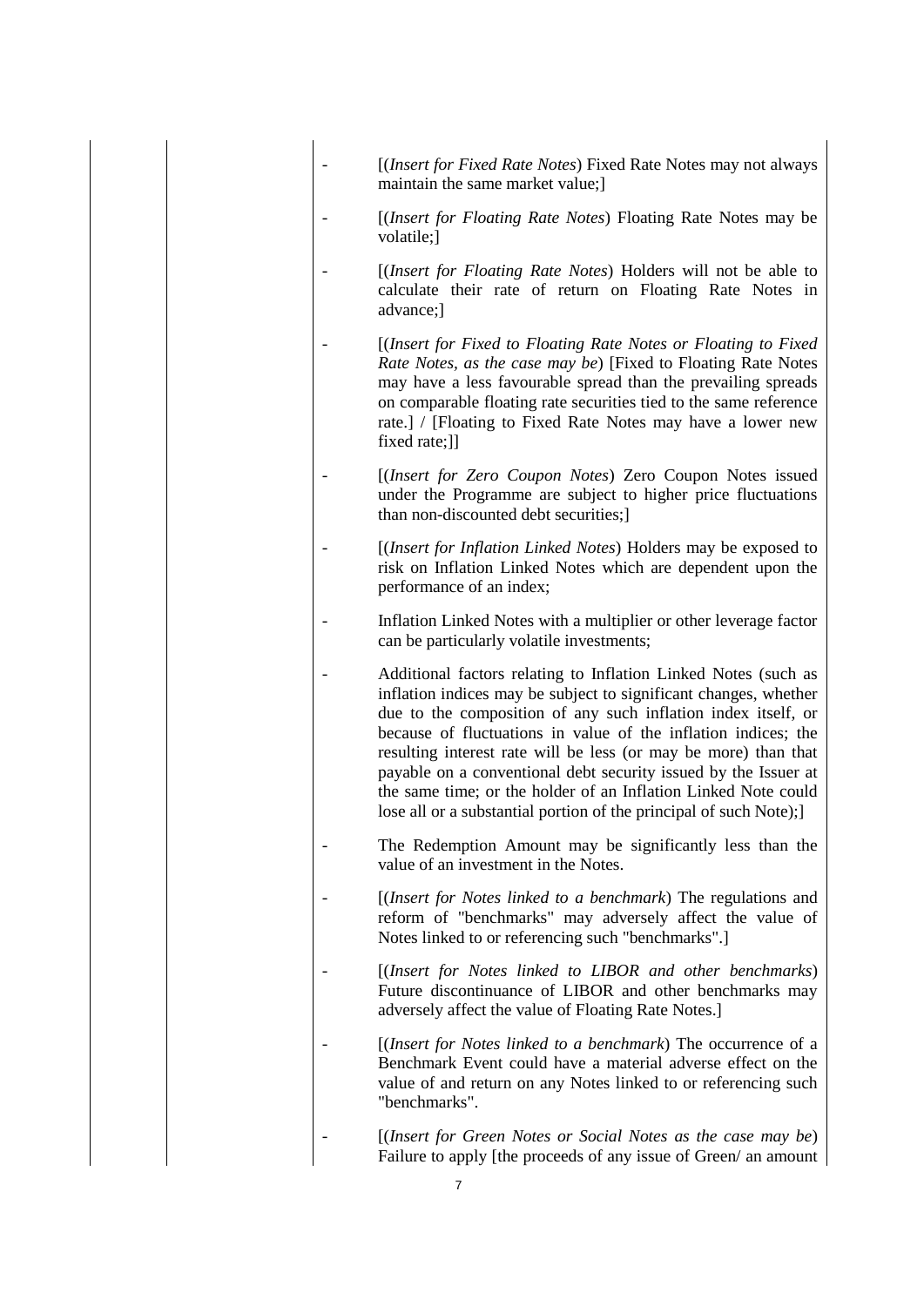- [(*Insert for Fixed Rate Notes*) Fixed Rate Notes may not always maintain the same market value;]
- [(*Insert for Floating Rate Notes*) Floating Rate Notes may be volatile;]
- [(*Insert for Floating Rate Notes*) Holders will not be able to calculate their rate of return on Floating Rate Notes in advance;]
- [(*Insert for Fixed to Floating Rate Notes or Floating to Fixed Rate Notes, as the case may be*) [Fixed to Floating Rate Notes may have a less favourable spread than the prevailing spreads on comparable floating rate securities tied to the same reference rate.] / [Floating to Fixed Rate Notes may have a lower new fixed rate;]]
- [(*Insert for Zero Coupon Notes*) Zero Coupon Notes issued under the Programme are subject to higher price fluctuations than non-discounted debt securities;]
- [(*Insert for Inflation Linked Notes*) Holders may be exposed to risk on Inflation Linked Notes which are dependent upon the performance of an index;
- Inflation Linked Notes with a multiplier or other leverage factor can be particularly volatile investments;
- Additional factors relating to Inflation Linked Notes (such as inflation indices may be subject to significant changes, whether due to the composition of any such inflation index itself, or because of fluctuations in value of the inflation indices; the resulting interest rate will be less (or may be more) than that payable on a conventional debt security issued by the Issuer at the same time; or the holder of an Inflation Linked Note could lose all or a substantial portion of the principal of such Note);]
- The Redemption Amount may be significantly less than the value of an investment in the Notes.
- [(*Insert for Notes linked to a benchmark*) The regulations and reform of "benchmarks" may adversely affect the value of Notes linked to or referencing such "benchmarks".]
- [(*Insert for Notes linked to LIBOR and other benchmarks*) Future discontinuance of LIBOR and other benchmarks may adversely affect the value of Floating Rate Notes.]
- [(*Insert for Notes linked to a benchmark*) The occurrence of a Benchmark Event could have a material adverse effect on the value of and return on any Notes linked to or referencing such "benchmarks".
- [(*Insert for Green Notes or Social Notes as the case may be*) Failure to apply [the proceeds of any issue of Green/ an amount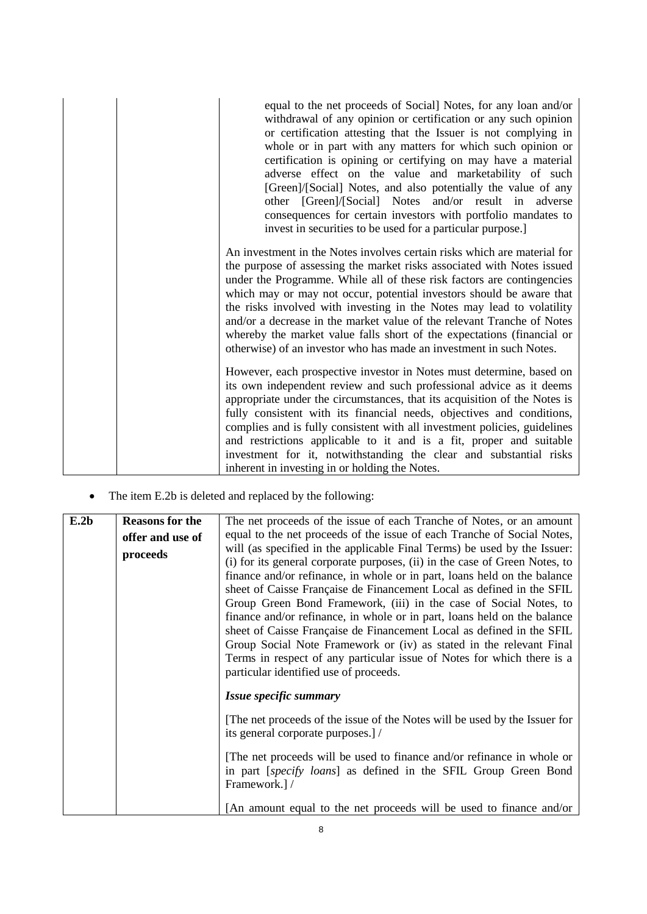| | | equal to the net proceeds of Social] Notes, for any loan and/or withdrawal of any opinion or certification or any such opinion or certification attesting that the Issuer is not complying in whole or in part with any matters for which such opinion or certification is opining or certifying on may have a material adverse effect on the value and marketability of such [Green]/[Social] Notes, and also potentially the value of any other [Green]/[Social] Notes and/or result in adverse consequences for certain investors with portfolio mandates to invest in securities to be used for a particular purpose.]<br><br>An investment in the Notes involves certain risks which are material for the purpose of assessing the market risks associated with Notes issued under the Programme. While all of these risk factors are contingencies which may or may not occur, potential investors should be aware that the risks involved with investing in the Notes may lead to volatility and/or a decrease in the market value of the relevant Tranche of Notes whereby the market value falls short of the expectations (financial or otherwise) of an investor who has made an investment in such Notes.<br><br>However, each prospective investor in Notes must determine, based on its own independent review and such professional advice as it deems appropriate under the circumstances, that its acquisition of the Notes is fully consistent with its financial needs, objectives and conditions, complies and is fully consistent with all investment policies, guidelines and restrictions applicable to it and is a fit, proper and suitable investment for it, notwithstanding the clear and substantial risks inherent in investing in or holding the Notes. |
|---|---|---|

- The item E.2b is deleted and replaced by the following:

| **E.2b** | **Reasons for the offer and use of proceeds** | The net proceeds of the issue of each Tranche of Notes, or an amount equal to the net proceeds of the issue of each Tranche of Social Notes, will (as specified in the applicable Final Terms) be used by the Issuer: (i) for its general corporate purposes, (ii) in the case of Green Notes, to finance and/or refinance, in whole or in part, loans held on the balance sheet of Caisse Française de Financement Local as defined in the SFIL Group Green Bond Framework, (iii) in the case of Social Notes, to finance and/or refinance, in whole or in part, loans held on the balance sheet of Caisse Française de Financement Local as defined in the SFIL Group Social Note Framework or (iv) as stated in the relevant Final Terms in respect of any particular issue of Notes for which there is a particular identified use of proceeds.<br><br>***Issue specific summary***<br><br>[The net proceeds of the issue of the Notes will be used by the Issuer for its general corporate purposes.] /<br><br>[The net proceeds will be used to finance and/or refinance in whole or in part [*specify loans*] as defined in the SFIL Group Green Bond Framework.] /<br><br>[An amount equal to the net proceeds will be used to finance and/or |
|---|---|---|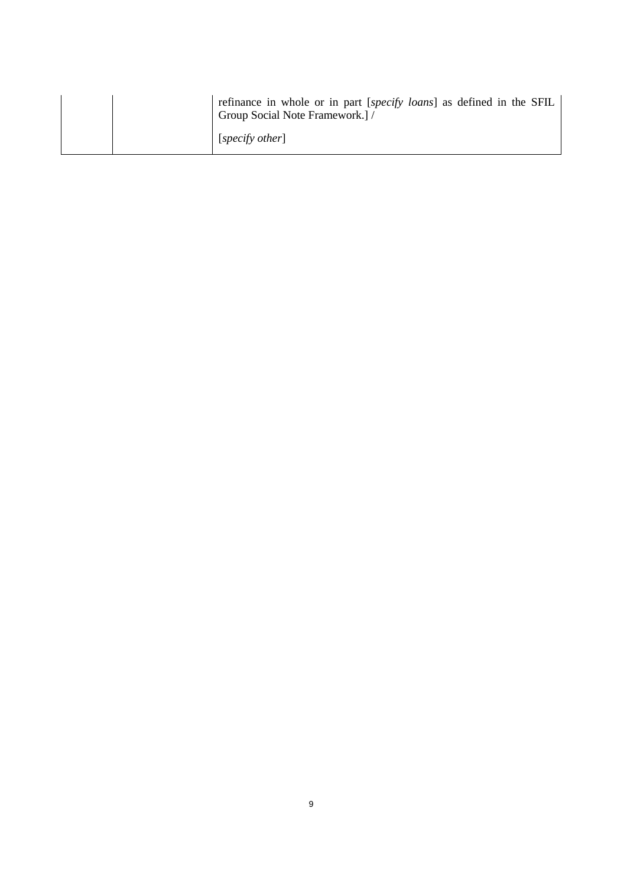| | | |
|---|---|---|
| | | refinance in whole or in part [*specify loans*] as defined in the SFIL Group Social Note Framework.] / [*specify other*] |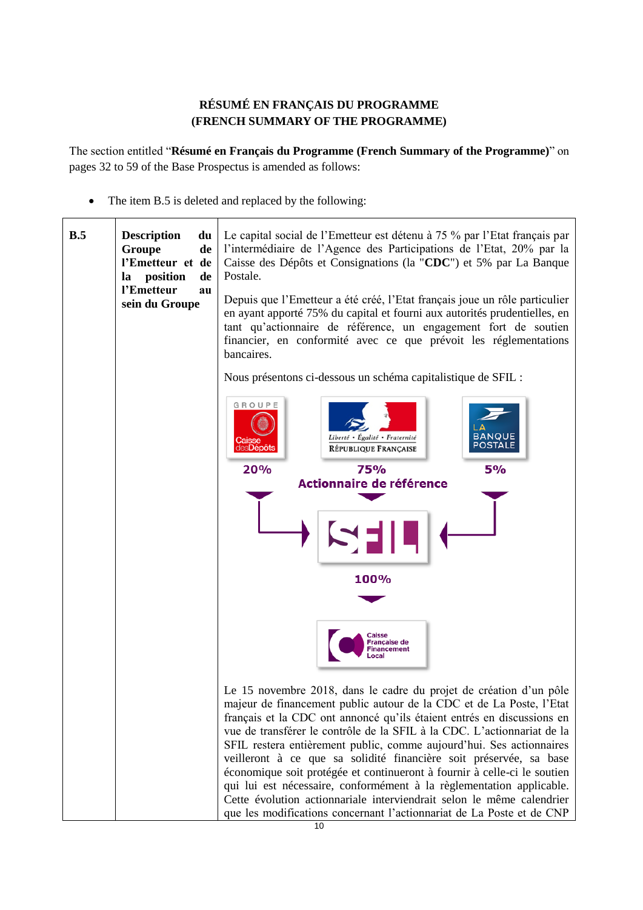**RÉSUMÉ EN FRANÇAIS DU PROGRAMME**
**(FRENCH SUMMARY OF THE PROGRAMME)**

The section entitled "**Résumé en Français du Programme (French Summary of the Programme)**" on pages 32 to 59 of the Base Prospectus is amended as follows:

- The item B.5 is deleted and replaced by the following:

| | | |
|---|---|---|
| **B.5** | **Description du Groupe de l'Emetteur et de la position de l'Emetteur au sein du Groupe** | Le capital social de l'Emetteur est détenu à 75 % par l'Etat français par l'intermédiaire de l'Agence des Participations de l'Etat, 20% par la Caisse des Dépôts et Consignations (la "**CDC**") et 5% par La Banque Postale.<br><br>Depuis que l'Emetteur a été créé, l'Etat français joue un rôle particulier en ayant apporté 75% du capital et fourni aux autorités prudentielles, en tant qu'actionnaire de référence, un engagement fort de soutien financier, en conformité avec ce que prévoit les réglementations bancaires.<br><br>Nous présentons ci-dessous un schéma capitalistique de SFIL :<br><br>GROUPE Caisse desDépôts – 20% ; Liberté • Égalité • Fraternité RÉPUBLIQUE FRANÇAISE – 75% Actionnaire de référence ; LA BANQUE POSTALE – 5% → SFIL – 100% → Caisse Française de Financement Local<br><br>Le 15 novembre 2018, dans le cadre du projet de création d'un pôle majeur de financement public autour de la CDC et de La Poste, l'Etat français et la CDC ont annoncé qu'ils étaient entrés en discussions en vue de transférer le contrôle de la SFIL à la CDC. L'actionnariat de la SFIL restera entièrement public, comme aujourd'hui. Ses actionnaires veilleront à ce que sa solidité financière soit préservée, sa base économique soit protégée et continueront à fournir à celle-ci le soutien qui lui est nécessaire, conformément à la règlementation applicable. Cette évolution actionnariale interviendrait selon le même calendrier que les modifications concernant l'actionnariat de La Poste et de CNP |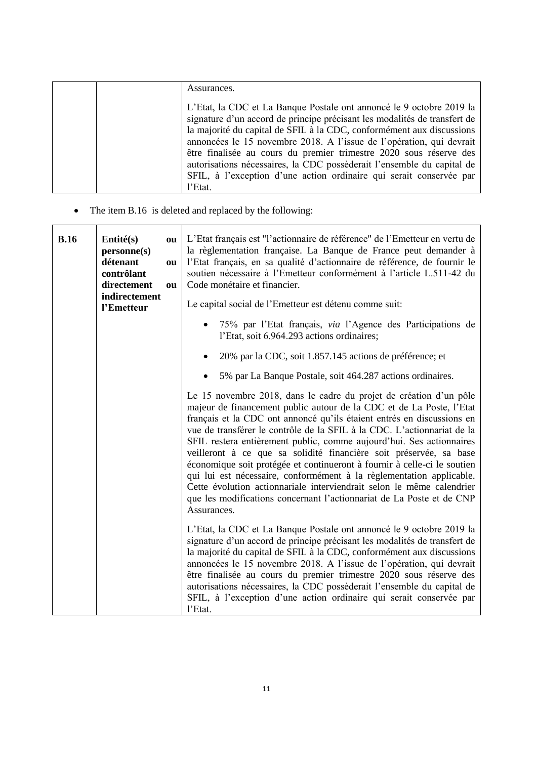| | | Assurances.<br><br>L'Etat, la CDC et La Banque Postale ont annoncé le 9 octobre 2019 la signature d'un accord de principe précisant les modalités de transfert de la majorité du capital de SFIL à la CDC, conformément aux discussions annoncées le 15 novembre 2018. A l'issue de l'opération, qui devrait être finalisée au cours du premier trimestre 2020 sous réserve des autorisations nécessaires, la CDC possèderait l'ensemble du capital de SFIL, à l'exception d'une action ordinaire qui serait conservée par l'Etat. |
|---|---|---|

- The item B.16 is deleted and replaced by the following:

| **B.16** | **Entité(s) ou personne(s) détenant ou contrôlant directement ou indirectement l'Emetteur** | L'Etat français est "l'actionnaire de référence" de l'Emetteur en vertu de la règlementation française. La Banque de France peut demander à l'Etat français, en sa qualité d'actionnaire de référence, de fournir le soutien nécessaire à l'Emetteur conformément à l'article L.511-42 du Code monétaire et financier.<br><br>Le capital social de l'Emetteur est détenu comme suit:<br><br>• 75% par l'Etat français, *via* l'Agence des Participations de l'Etat, soit 6.964.293 actions ordinaires;<br><br>• 20% par la CDC, soit 1.857.145 actions de préférence; et<br><br>• 5% par La Banque Postale, soit 464.287 actions ordinaires.<br><br>Le 15 novembre 2018, dans le cadre du projet de création d'un pôle majeur de financement public autour de la CDC et de La Poste, l'Etat français et la CDC ont annoncé qu'ils étaient entrés en discussions en vue de transférer le contrôle de la SFIL à la CDC. L'actionnariat de la SFIL restera entièrement public, comme aujourd'hui. Ses actionnaires veilleront à ce que sa solidité financière soit préservée, sa base économique soit protégée et continueront à fournir à celle-ci le soutien qui lui est nécessaire, conformément à la règlementation applicable. Cette évolution actionnariale interviendrait selon le même calendrier que les modifications concernant l'actionnariat de La Poste et de CNP Assurances.<br><br>L'Etat, la CDC et La Banque Postale ont annoncé le 9 octobre 2019 la signature d'un accord de principe précisant les modalités de transfert de la majorité du capital de SFIL à la CDC, conformément aux discussions annoncées le 15 novembre 2018. A l'issue de l'opération, qui devrait être finalisée au cours du premier trimestre 2020 sous réserve des autorisations nécessaires, la CDC possèderait l'ensemble du capital de SFIL, à l'exception d'une action ordinaire qui serait conservée par l'Etat. |
|---|---|---|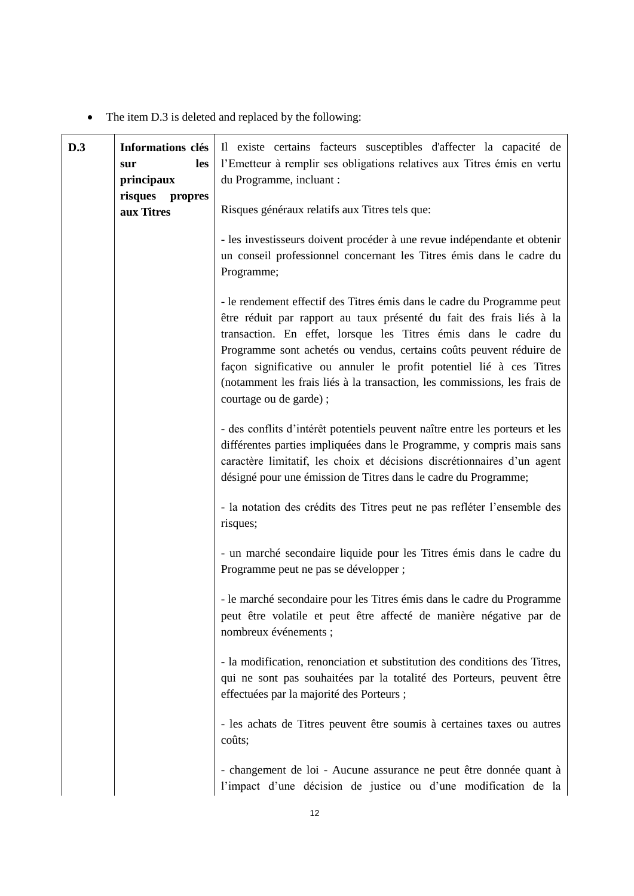- The item D.3 is deleted and replaced by the following:

| | | |
|---|---|---|
| **D.3** | **Informations clés sur les principaux risques propres aux Titres** | Il existe certains facteurs susceptibles d'affecter la capacité de l'Emetteur à remplir ses obligations relatives aux Titres émis en vertu du Programme, incluant :<br><br>Risques généraux relatifs aux Titres tels que:<br><br>- les investisseurs doivent procéder à une revue indépendante et obtenir un conseil professionnel concernant les Titres émis dans le cadre du Programme;<br><br>- le rendement effectif des Titres émis dans le cadre du Programme peut être réduit par rapport au taux présenté du fait des frais liés à la transaction. En effet, lorsque les Titres émis dans le cadre du Programme sont achetés ou vendus, certains coûts peuvent réduire de façon significative ou annuler le profit potentiel lié à ces Titres (notamment les frais liés à la transaction, les commissions, les frais de courtage ou de garde) ;<br><br>- des conflits d'intérêt potentiels peuvent naître entre les porteurs et les différentes parties impliquées dans le Programme, y compris mais sans caractère limitatif, les choix et décisions discrétionnaires d'un agent désigné pour une émission de Titres dans le cadre du Programme;<br><br>- la notation des crédits des Titres peut ne pas refléter l'ensemble des risques;<br><br>- un marché secondaire liquide pour les Titres émis dans le cadre du Programme peut ne pas se développer ;<br><br>- le marché secondaire pour les Titres émis dans le cadre du Programme peut être volatile et peut être affecté de manière négative par de nombreux événements ;<br><br>- la modification, renonciation et substitution des conditions des Titres, qui ne sont pas souhaitées par la totalité des Porteurs, peuvent être effectuées par la majorité des Porteurs ;<br><br>- les achats de Titres peuvent être soumis à certaines taxes ou autres coûts;<br><br>- changement de loi - Aucune assurance ne peut être donnée quant à l'impact d'une décision de justice ou d'une modification de la |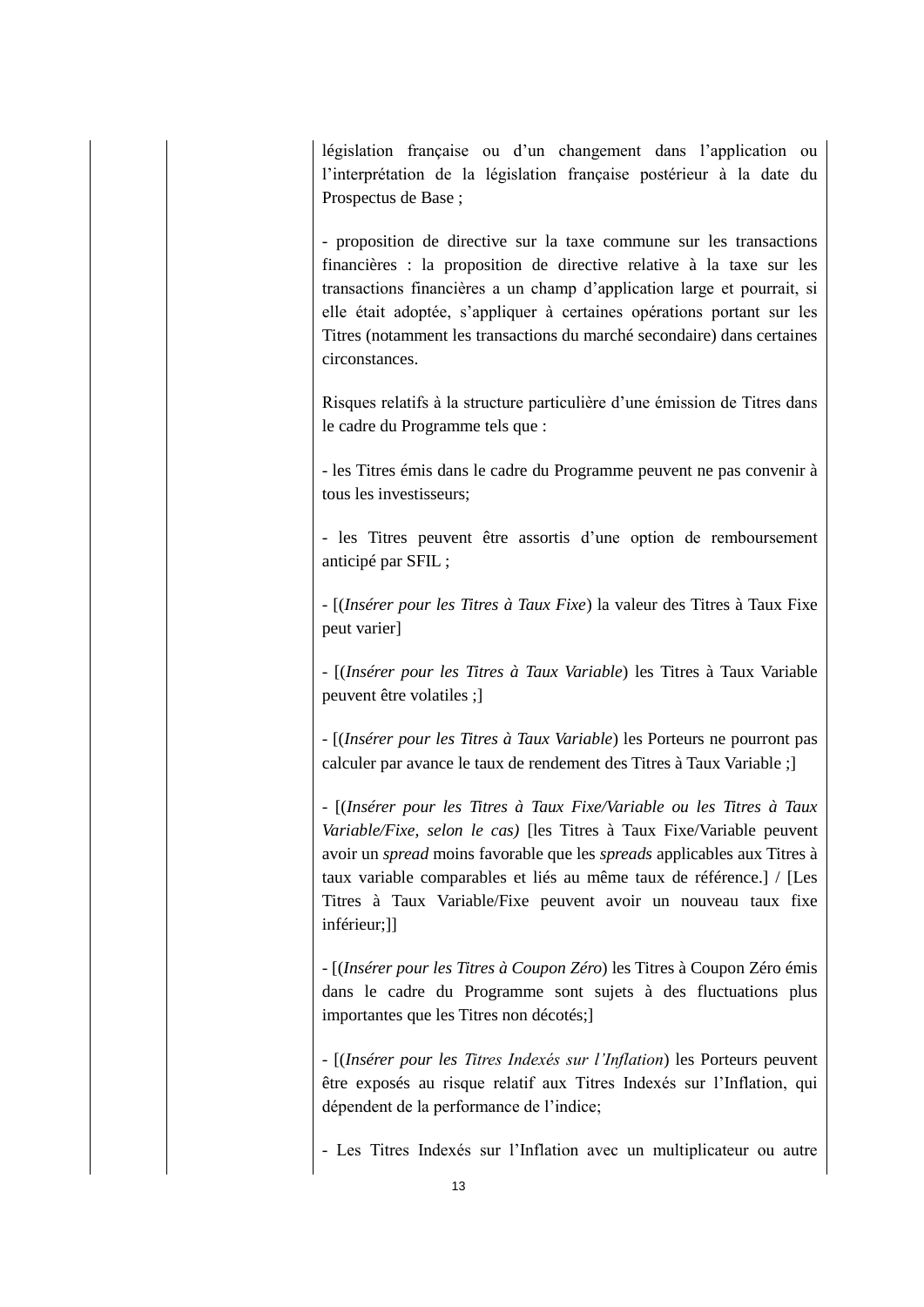législation française ou d'un changement dans l'application ou l'interprétation de la législation française postérieur à la date du Prospectus de Base ;

- proposition de directive sur la taxe commune sur les transactions financières : la proposition de directive relative à la taxe sur les transactions financières a un champ d'application large et pourrait, si elle était adoptée, s'appliquer à certaines opérations portant sur les Titres (notamment les transactions du marché secondaire) dans certaines circonstances.

Risques relatifs à la structure particulière d'une émission de Titres dans le cadre du Programme tels que :

- les Titres émis dans le cadre du Programme peuvent ne pas convenir à tous les investisseurs;

- les Titres peuvent être assortis d'une option de remboursement anticipé par SFIL ;

- [(*Insérer pour les Titres à Taux Fixe*) la valeur des Titres à Taux Fixe peut varier]

- [(*Insérer pour les Titres à Taux Variable*) les Titres à Taux Variable peuvent être volatiles ;]

- [(*Insérer pour les Titres à Taux Variable*) les Porteurs ne pourront pas calculer par avance le taux de rendement des Titres à Taux Variable ;]

- [(*Insérer pour les Titres à Taux Fixe/Variable ou les Titres à Taux Variable/Fixe, selon le cas)* [les Titres à Taux Fixe/Variable peuvent avoir un *spread* moins favorable que les *spreads* applicables aux Titres à taux variable comparables et liés au même taux de référence.] / [Les Titres à Taux Variable/Fixe peuvent avoir un nouveau taux fixe inférieur;]]

- [(*Insérer pour les Titres à Coupon Zéro*) les Titres à Coupon Zéro émis dans le cadre du Programme sont sujets à des fluctuations plus importantes que les Titres non décotés;]

- [(*Insérer pour les Titres Indexés sur l'Inflation*) les Porteurs peuvent être exposés au risque relatif aux Titres Indexés sur l'Inflation, qui dépendent de la performance de l'indice;

- Les Titres Indexés sur l'Inflation avec un multiplicateur ou autre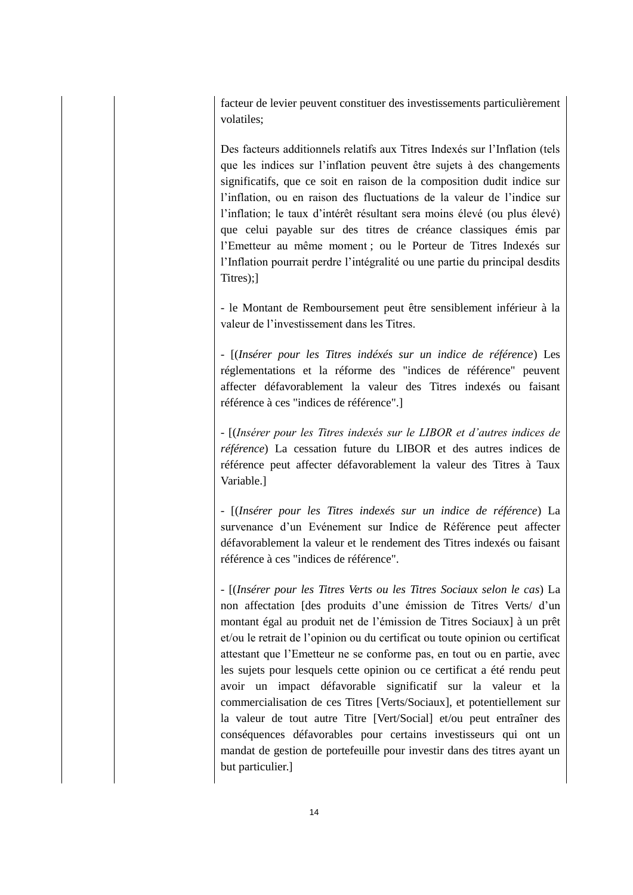facteur de levier peuvent constituer des investissements particulièrement volatiles;

Des facteurs additionnels relatifs aux Titres Indexés sur l'Inflation (tels que les indices sur l'inflation peuvent être sujets à des changements significatifs, que ce soit en raison de la composition dudit indice sur l'inflation, ou en raison des fluctuations de la valeur de l'indice sur l'inflation; le taux d'intérêt résultant sera moins élevé (ou plus élevé) que celui payable sur des titres de créance classiques émis par l'Emetteur au même moment ; ou le Porteur de Titres Indexés sur l'Inflation pourrait perdre l'intégralité ou une partie du principal desdits Titres);]

- le Montant de Remboursement peut être sensiblement inférieur à la valeur de l'investissement dans les Titres.

- [(*Insérer pour les Titres indéxés sur un indice de référence*) Les réglementations et la réforme des "indices de référence" peuvent affecter défavorablement la valeur des Titres indexés ou faisant référence à ces "indices de référence".]

- [(*Insérer pour les Titres indexés sur le LIBOR et d'autres indices de référence*) La cessation future du LIBOR et des autres indices de référence peut affecter défavorablement la valeur des Titres à Taux Variable.]

- [(*Insérer pour les Titres indexés sur un indice de référence*) La survenance d'un Evénement sur Indice de Référence peut affecter défavorablement la valeur et le rendement des Titres indexés ou faisant référence à ces "indices de référence".

- [(*Insérer pour les Titres Verts ou les Titres Sociaux selon le cas*) La non affectation [des produits d'une émission de Titres Verts/ d'un montant égal au produit net de l'émission de Titres Sociaux] à un prêt et/ou le retrait de l'opinion ou du certificat ou toute opinion ou certificat attestant que l'Emetteur ne se conforme pas, en tout ou en partie, avec les sujets pour lesquels cette opinion ou ce certificat a été rendu peut avoir un impact défavorable significatif sur la valeur et la commercialisation de ces Titres [Verts/Sociaux], et potentiellement sur la valeur de tout autre Titre [Vert/Social] et/ou peut entraîner des conséquences défavorables pour certains investisseurs qui ont un mandat de gestion de portefeuille pour investir dans des titres ayant un but particulier.]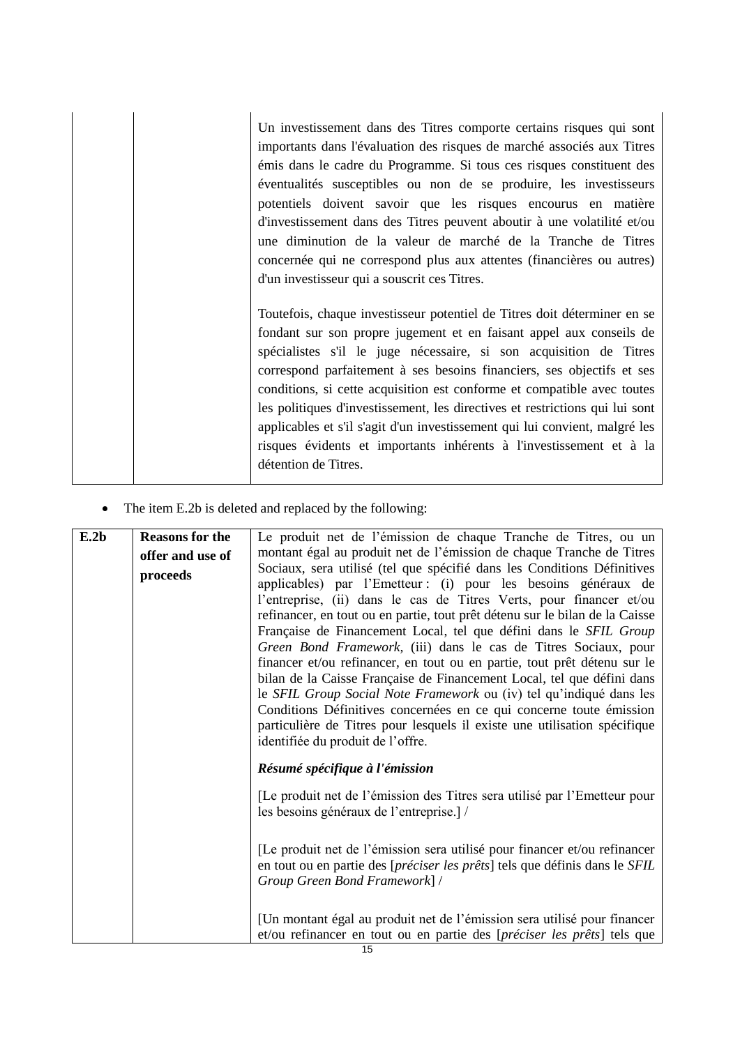| | | Un investissement dans des Titres comporte certains risques qui sont importants dans l'évaluation des risques de marché associés aux Titres émis dans le cadre du Programme. Si tous ces risques constituent des éventualités susceptibles ou non de se produire, les investisseurs potentiels doivent savoir que les risques encourus en matière d'investissement dans des Titres peuvent aboutir à une volatilité et/ou une diminution de la valeur de marché de la Tranche de Titres concernée qui ne correspond plus aux attentes (financières ou autres) d'un investisseur qui a souscrit ces Titres.<br><br>Toutefois, chaque investisseur potentiel de Titres doit déterminer en se fondant sur son propre jugement et en faisant appel aux conseils de spécialistes s'il le juge nécessaire, si son acquisition de Titres correspond parfaitement à ses besoins financiers, ses objectifs et ses conditions, si cette acquisition est conforme et compatible avec toutes les politiques d'investissement, les directives et restrictions qui lui sont applicables et s'il s'agit d'un investissement qui lui convient, malgré les risques évidents et importants inhérents à l'investissement et à la détention de Titres. |
|---|---|---|

- The item E.2b is deleted and replaced by the following:

| **E.2b** | **Reasons for the offer and use of proceeds** | Le produit net de l'émission de chaque Tranche de Titres, ou un montant égal au produit net de l'émission de chaque Tranche de Titres Sociaux, sera utilisé (tel que spécifié dans les Conditions Définitives applicables) par l'Emetteur : (i) pour les besoins généraux de l'entreprise, (ii) dans le cas de Titres Verts, pour financer et/ou refinancer, en tout ou en partie, tout prêt détenu sur le bilan de la Caisse Française de Financement Local, tel que défini dans le *SFIL Group Green Bond Framework*, (iii) dans le cas de Titres Sociaux, pour financer et/ou refinancer, en tout ou en partie, tout prêt détenu sur le bilan de la Caisse Française de Financement Local, tel que défini dans le *SFIL Group Social Note Framework* ou (iv) tel qu'indiqué dans les Conditions Définitives concernées en ce qui concerne toute émission particulière de Titres pour lesquels il existe une utilisation spécifique identifiée du produit de l'offre.<br><br>***Résumé spécifique à l'émission***<br><br>[Le produit net de l'émission des Titres sera utilisé par l'Emetteur pour les besoins généraux de l'entreprise.] /<br><br>[Le produit net de l'émission sera utilisé pour financer et/ou refinancer en tout ou en partie des [*préciser les prêts*] tels que définis dans le *SFIL Group Green Bond Framework*] /<br><br>[Un montant égal au produit net de l'émission sera utilisé pour financer et/ou refinancer en tout ou en partie des [*préciser les prêts*] tels que |
|---|---|---|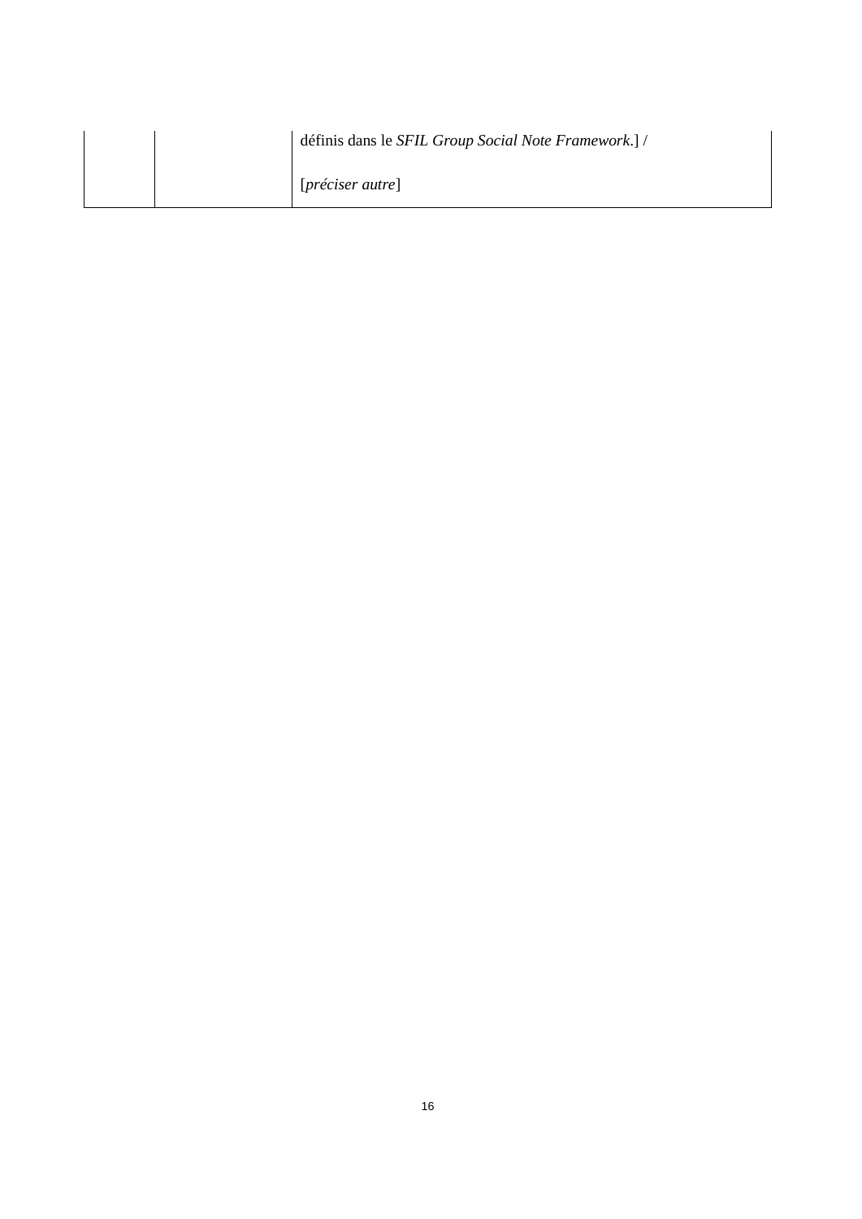| | | |
|---|---|---|
| | | définis dans le *SFIL Group Social Note Framework*.] /<br><br>[*préciser autre*] |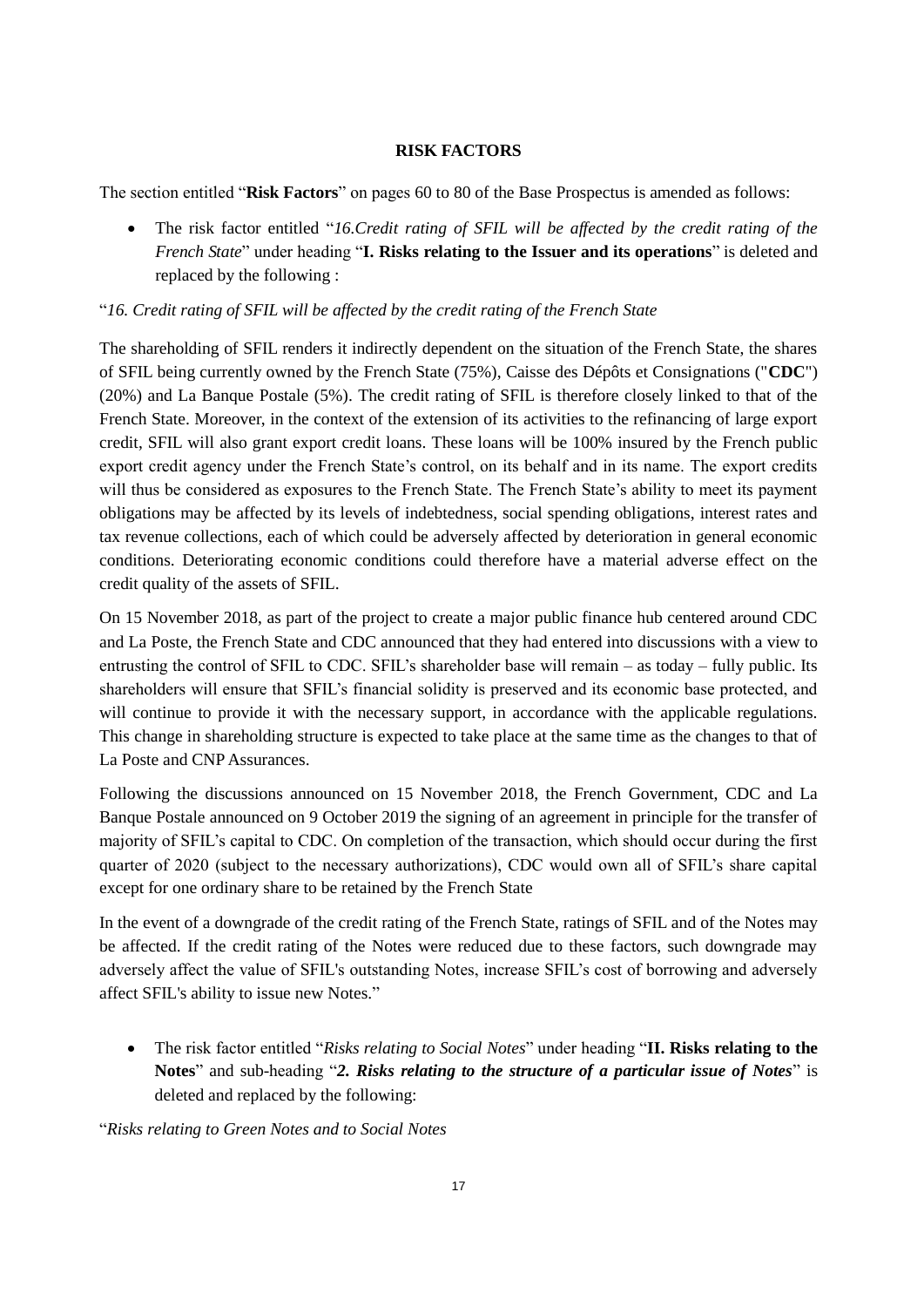## RISK FACTORS

The section entitled "**Risk Factors**" on pages 60 to 80 of the Base Prospectus is amended as follows:

- The risk factor entitled "*16.Credit rating of SFIL will be affected by the credit rating of the French State*" under heading "**I. Risks relating to the Issuer and its operations**" is deleted and replaced by the following :

"*16. Credit rating of SFIL will be affected by the credit rating of the French State*

The shareholding of SFIL renders it indirectly dependent on the situation of the French State, the shares of SFIL being currently owned by the French State (75%), Caisse des Dépôts et Consignations ("**CDC**") (20%) and La Banque Postale (5%). The credit rating of SFIL is therefore closely linked to that of the French State. Moreover, in the context of the extension of its activities to the refinancing of large export credit, SFIL will also grant export credit loans. These loans will be 100% insured by the French public export credit agency under the French State's control, on its behalf and in its name. The export credits will thus be considered as exposures to the French State. The French State's ability to meet its payment obligations may be affected by its levels of indebtedness, social spending obligations, interest rates and tax revenue collections, each of which could be adversely affected by deterioration in general economic conditions. Deteriorating economic conditions could therefore have a material adverse effect on the credit quality of the assets of SFIL.

On 15 November 2018, as part of the project to create a major public finance hub centered around CDC and La Poste, the French State and CDC announced that they had entered into discussions with a view to entrusting the control of SFIL to CDC. SFIL's shareholder base will remain – as today – fully public. Its shareholders will ensure that SFIL's financial solidity is preserved and its economic base protected, and will continue to provide it with the necessary support, in accordance with the applicable regulations. This change in shareholding structure is expected to take place at the same time as the changes to that of La Poste and CNP Assurances.

Following the discussions announced on 15 November 2018, the French Government, CDC and La Banque Postale announced on 9 October 2019 the signing of an agreement in principle for the transfer of majority of SFIL's capital to CDC. On completion of the transaction, which should occur during the first quarter of 2020 (subject to the necessary authorizations), CDC would own all of SFIL's share capital except for one ordinary share to be retained by the French State

In the event of a downgrade of the credit rating of the French State, ratings of SFIL and of the Notes may be affected. If the credit rating of the Notes were reduced due to these factors, such downgrade may adversely affect the value of SFIL's outstanding Notes, increase SFIL's cost of borrowing and adversely affect SFIL's ability to issue new Notes."

- The risk factor entitled "*Risks relating to Social Notes*" under heading "**II. Risks relating to the Notes**" and sub-heading "***2. Risks relating to the structure of a particular issue of Notes***" is deleted and replaced by the following:

"*Risks relating to Green Notes and to Social Notes*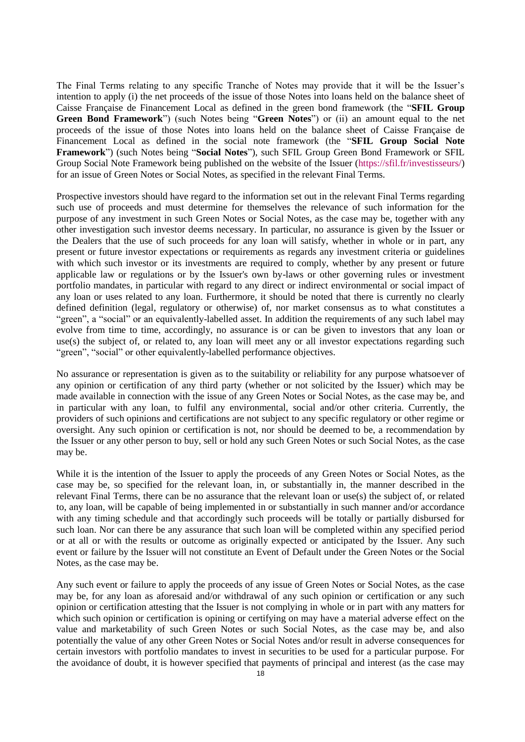The Final Terms relating to any specific Tranche of Notes may provide that it will be the Issuer's intention to apply (i) the net proceeds of the issue of those Notes into loans held on the balance sheet of Caisse Française de Financement Local as defined in the green bond framework (the "**SFIL Group Green Bond Framework**") (such Notes being "**Green Notes**") or (ii) an amount equal to the net proceeds of the issue of those Notes into loans held on the balance sheet of Caisse Française de Financement Local as defined in the social note framework (the "**SFIL Group Social Note Framework**") (such Notes being "**Social Notes**"), such SFIL Group Green Bond Framework or SFIL Group Social Note Framework being published on the website of the Issuer (https://sfil.fr/investisseurs/) for an issue of Green Notes or Social Notes, as specified in the relevant Final Terms.

Prospective investors should have regard to the information set out in the relevant Final Terms regarding such use of proceeds and must determine for themselves the relevance of such information for the purpose of any investment in such Green Notes or Social Notes, as the case may be, together with any other investigation such investor deems necessary. In particular, no assurance is given by the Issuer or the Dealers that the use of such proceeds for any loan will satisfy, whether in whole or in part, any present or future investor expectations or requirements as regards any investment criteria or guidelines with which such investor or its investments are required to comply, whether by any present or future applicable law or regulations or by the Issuer's own by-laws or other governing rules or investment portfolio mandates, in particular with regard to any direct or indirect environmental or social impact of any loan or uses related to any loan. Furthermore, it should be noted that there is currently no clearly defined definition (legal, regulatory or otherwise) of, nor market consensus as to what constitutes a "green", a "social" or an equivalently-labelled asset. In addition the requirements of any such label may evolve from time to time, accordingly, no assurance is or can be given to investors that any loan or use(s) the subject of, or related to, any loan will meet any or all investor expectations regarding such "green", "social" or other equivalently-labelled performance objectives.

No assurance or representation is given as to the suitability or reliability for any purpose whatsoever of any opinion or certification of any third party (whether or not solicited by the Issuer) which may be made available in connection with the issue of any Green Notes or Social Notes, as the case may be, and in particular with any loan, to fulfil any environmental, social and/or other criteria. Currently, the providers of such opinions and certifications are not subject to any specific regulatory or other regime or oversight. Any such opinion or certification is not, nor should be deemed to be, a recommendation by the Issuer or any other person to buy, sell or hold any such Green Notes or such Social Notes, as the case may be.

While it is the intention of the Issuer to apply the proceeds of any Green Notes or Social Notes, as the case may be, so specified for the relevant loan, in, or substantially in, the manner described in the relevant Final Terms, there can be no assurance that the relevant loan or use(s) the subject of, or related to, any loan, will be capable of being implemented in or substantially in such manner and/or accordance with any timing schedule and that accordingly such proceeds will be totally or partially disbursed for such loan. Nor can there be any assurance that such loan will be completed within any specified period or at all or with the results or outcome as originally expected or anticipated by the Issuer. Any such event or failure by the Issuer will not constitute an Event of Default under the Green Notes or the Social Notes, as the case may be.

Any such event or failure to apply the proceeds of any issue of Green Notes or Social Notes, as the case may be, for any loan as aforesaid and/or withdrawal of any such opinion or certification or any such opinion or certification attesting that the Issuer is not complying in whole or in part with any matters for which such opinion or certification is opining or certifying on may have a material adverse effect on the value and marketability of such Green Notes or such Social Notes, as the case may be, and also potentially the value of any other Green Notes or Social Notes and/or result in adverse consequences for certain investors with portfolio mandates to invest in securities to be used for a particular purpose. For the avoidance of doubt, it is however specified that payments of principal and interest (as the case may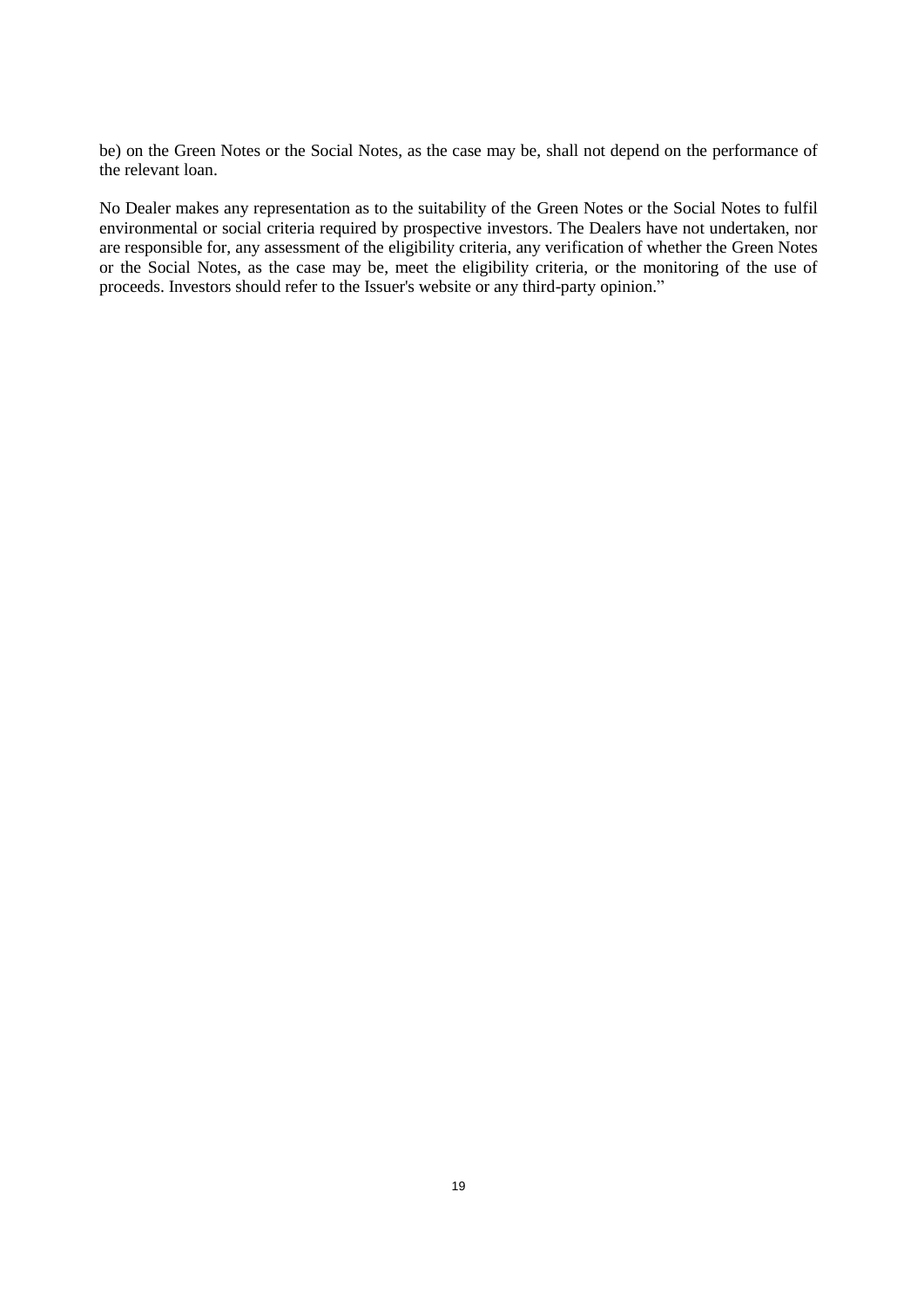be) on the Green Notes or the Social Notes, as the case may be, shall not depend on the performance of the relevant loan.

No Dealer makes any representation as to the suitability of the Green Notes or the Social Notes to fulfil environmental or social criteria required by prospective investors. The Dealers have not undertaken, nor are responsible for, any assessment of the eligibility criteria, any verification of whether the Green Notes or the Social Notes, as the case may be, meet the eligibility criteria, or the monitoring of the use of proceeds. Investors should refer to the Issuer's website or any third-party opinion."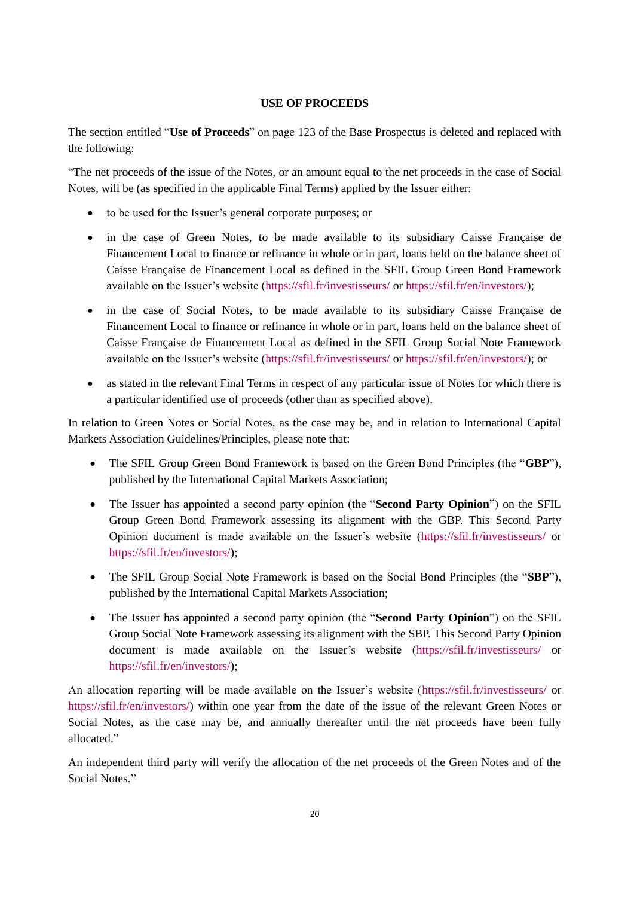## USE OF PROCEEDS

The section entitled "**Use of Proceeds**" on page 123 of the Base Prospectus is deleted and replaced with the following:

"The net proceeds of the issue of the Notes, or an amount equal to the net proceeds in the case of Social Notes, will be (as specified in the applicable Final Terms) applied by the Issuer either:

- to be used for the Issuer's general corporate purposes; or
- in the case of Green Notes, to be made available to its subsidiary Caisse Française de Financement Local to finance or refinance in whole or in part, loans held on the balance sheet of Caisse Française de Financement Local as defined in the SFIL Group Green Bond Framework available on the Issuer's website (https://sfil.fr/investisseurs/ or https://sfil.fr/en/investors/);
- in the case of Social Notes, to be made available to its subsidiary Caisse Française de Financement Local to finance or refinance in whole or in part, loans held on the balance sheet of Caisse Française de Financement Local as defined in the SFIL Group Social Note Framework available on the Issuer's website (https://sfil.fr/investisseurs/ or https://sfil.fr/en/investors/); or
- as stated in the relevant Final Terms in respect of any particular issue of Notes for which there is a particular identified use of proceeds (other than as specified above).

In relation to Green Notes or Social Notes, as the case may be, and in relation to International Capital Markets Association Guidelines/Principles, please note that:

- The SFIL Group Green Bond Framework is based on the Green Bond Principles (the "**GBP**"), published by the International Capital Markets Association;
- The Issuer has appointed a second party opinion (the "**Second Party Opinion**") on the SFIL Group Green Bond Framework assessing its alignment with the GBP. This Second Party Opinion document is made available on the Issuer's website (https://sfil.fr/investisseurs/ or https://sfil.fr/en/investors/);
- The SFIL Group Social Note Framework is based on the Social Bond Principles (the "**SBP**"), published by the International Capital Markets Association;
- The Issuer has appointed a second party opinion (the "**Second Party Opinion**") on the SFIL Group Social Note Framework assessing its alignment with the SBP. This Second Party Opinion document is made available on the Issuer's website (https://sfil.fr/investisseurs/ or https://sfil.fr/en/investors/);

An allocation reporting will be made available on the Issuer's website (https://sfil.fr/investisseurs/ or https://sfil.fr/en/investors/) within one year from the date of the issue of the relevant Green Notes or Social Notes, as the case may be, and annually thereafter until the net proceeds have been fully allocated."

An independent third party will verify the allocation of the net proceeds of the Green Notes and of the Social Notes."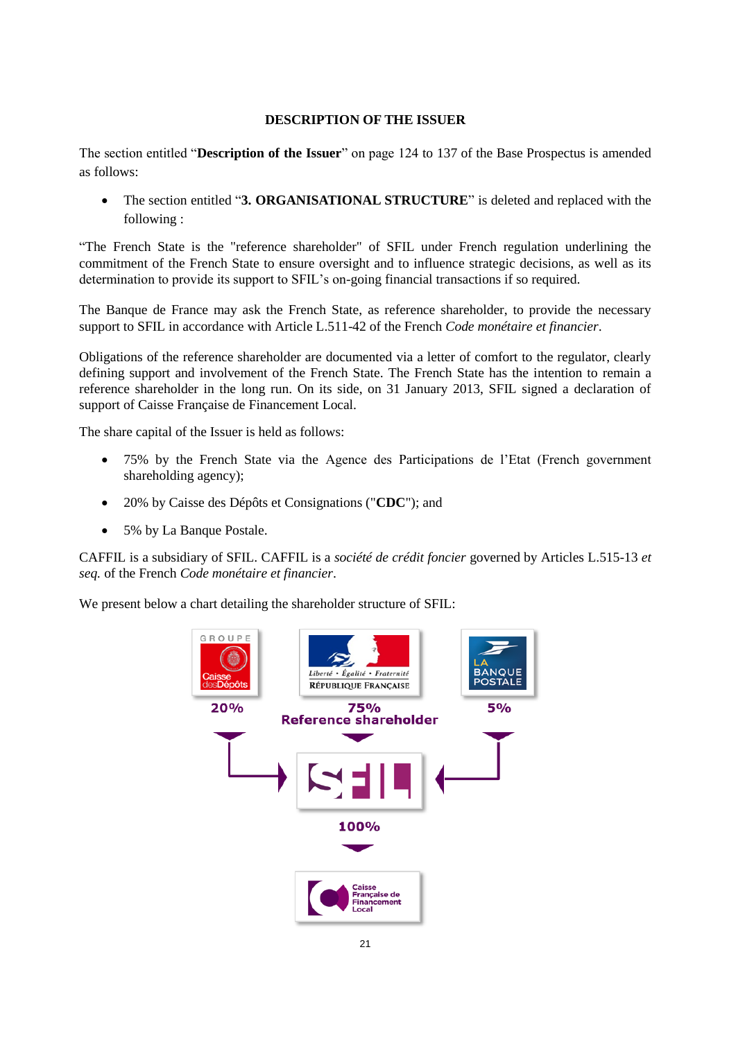## DESCRIPTION OF THE ISSUER

The section entitled "**Description of the Issuer**" on page 124 to 137 of the Base Prospectus is amended as follows:

- The section entitled "**3. ORGANISATIONAL STRUCTURE**" is deleted and replaced with the following :

"The French State is the "reference shareholder" of SFIL under French regulation underlining the commitment of the French State to ensure oversight and to influence strategic decisions, as well as its determination to provide its support to SFIL's on-going financial transactions if so required.

The Banque de France may ask the French State, as reference shareholder, to provide the necessary support to SFIL in accordance with Article L.511-42 of the French *Code monétaire et financier*.

Obligations of the reference shareholder are documented via a letter of comfort to the regulator, clearly defining support and involvement of the French State. The French State has the intention to remain a reference shareholder in the long run. On its side, on 31 January 2013, SFIL signed a declaration of support of Caisse Française de Financement Local.

The share capital of the Issuer is held as follows:

- 75% by the French State via the Agence des Participations de l'Etat (French government shareholding agency);
- 20% by Caisse des Dépôts et Consignations ("**CDC**"); and
- 5% by La Banque Postale.

CAFFIL is a subsidiary of SFIL. CAFFIL is a *société de crédit foncier* governed by Articles L.515-13 *et seq.* of the French *Code monétaire et financier*.

We present below a chart detailing the shareholder structure of SFIL:

GROUPE Caisse des Dépôts — 20%

Liberté • Égalité • Fraternité RÉPUBLIQUE FRANÇAISE — 75% Reference shareholder

LA BANQUE POSTALE — 5%

SFIL

100%

Caisse Française de Financement Local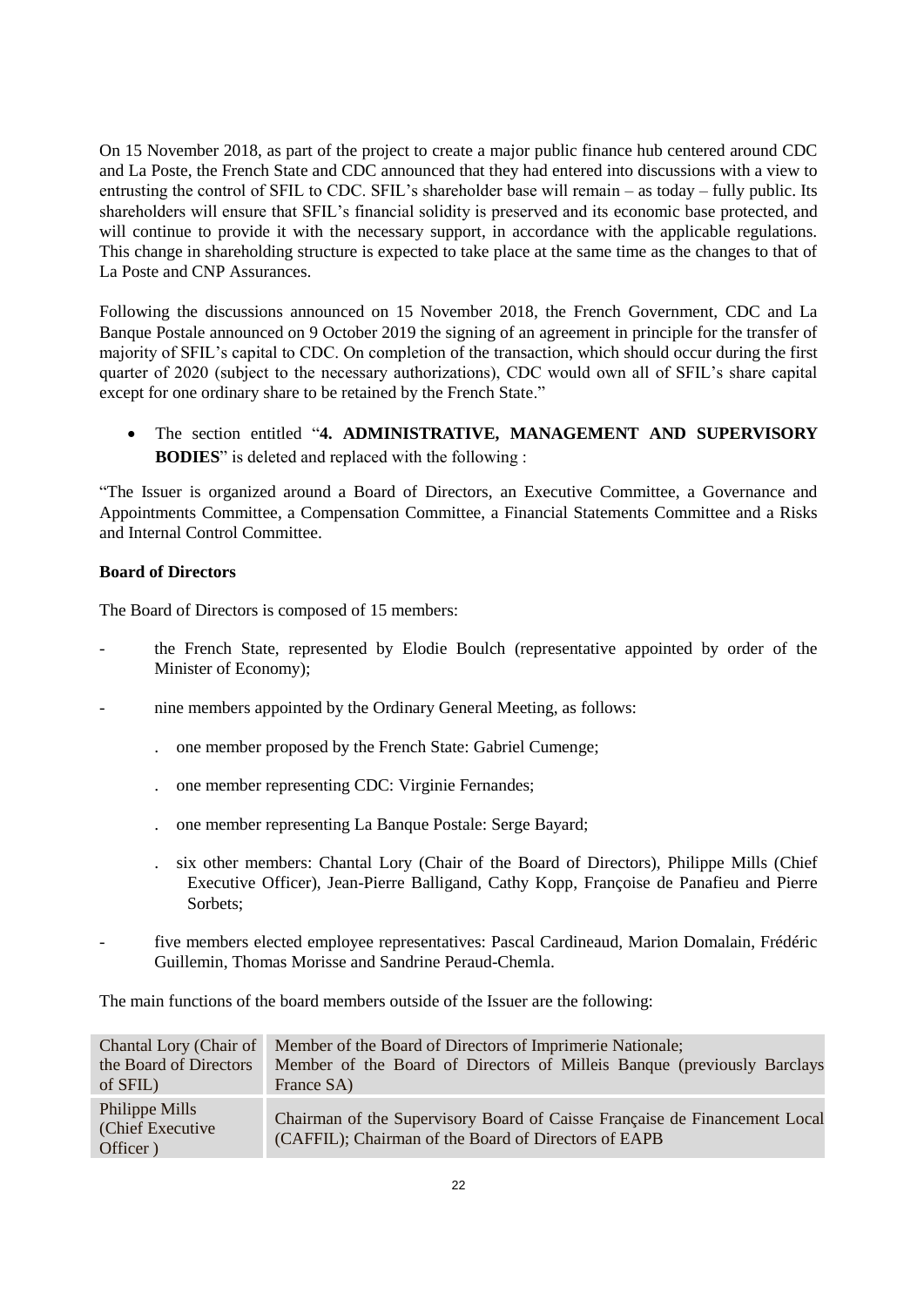On 15 November 2018, as part of the project to create a major public finance hub centered around CDC and La Poste, the French State and CDC announced that they had entered into discussions with a view to entrusting the control of SFIL to CDC. SFIL's shareholder base will remain – as today – fully public. Its shareholders will ensure that SFIL's financial solidity is preserved and its economic base protected, and will continue to provide it with the necessary support, in accordance with the applicable regulations. This change in shareholding structure is expected to take place at the same time as the changes to that of La Poste and CNP Assurances.

Following the discussions announced on 15 November 2018, the French Government, CDC and La Banque Postale announced on 9 October 2019 the signing of an agreement in principle for the transfer of majority of SFIL's capital to CDC. On completion of the transaction, which should occur during the first quarter of 2020 (subject to the necessary authorizations), CDC would own all of SFIL's share capital except for one ordinary share to be retained by the French State."

- The section entitled "**4. ADMINISTRATIVE, MANAGEMENT AND SUPERVISORY BODIES**" is deleted and replaced with the following :

"The Issuer is organized around a Board of Directors, an Executive Committee, a Governance and Appointments Committee, a Compensation Committee, a Financial Statements Committee and a Risks and Internal Control Committee.

**Board of Directors**

The Board of Directors is composed of 15 members:

- the French State, represented by Elodie Boulch (representative appointed by order of the Minister of Economy);
- nine members appointed by the Ordinary General Meeting, as follows:
  - one member proposed by the French State: Gabriel Cumenge;
  - one member representing CDC: Virginie Fernandes;
  - one member representing La Banque Postale: Serge Bayard;
  - six other members: Chantal Lory (Chair of the Board of Directors), Philippe Mills (Chief Executive Officer), Jean-Pierre Balligand, Cathy Kopp, Françoise de Panafieu and Pierre Sorbets;
- five members elected employee representatives: Pascal Cardineaud, Marion Domalain, Frédéric Guillemin, Thomas Morisse and Sandrine Peraud-Chemla.

The main functions of the board members outside of the Issuer are the following:

| | |
|---|---|
| Chantal Lory (Chair of the Board of Directors of SFIL) | Member of the Board of Directors of Imprimerie Nationale; Member of the Board of Directors of Milleis Banque (previously Barclays France SA) |
| Philippe Mills (Chief Executive Officer ) | Chairman of the Supervisory Board of Caisse Française de Financement Local (CAFFIL); Chairman of the Board of Directors of EAPB |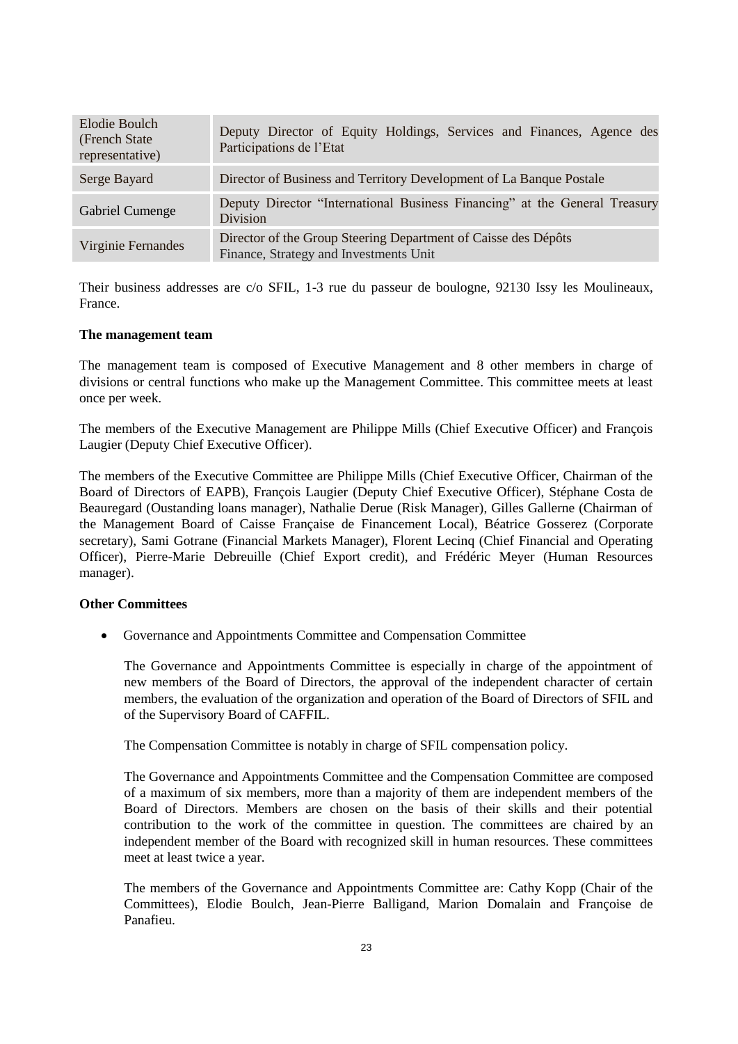| Elodie Boulch (French State representative) | Deputy Director of Equity Holdings, Services and Finances, Agence des Participations de l'Etat |
|---|---|
| Serge Bayard | Director of Business and Territory Development of La Banque Postale |
| Gabriel Cumenge | Deputy Director "International Business Financing" at the General Treasury Division |
| Virginie Fernandes | Director of the Group Steering Department of Caisse des Dépôts Finance, Strategy and Investments Unit |

Their business addresses are c/o SFIL, 1-3 rue du passeur de boulogne, 92130 Issy les Moulineaux, France.

**The management team**

The management team is composed of Executive Management and 8 other members in charge of divisions or central functions who make up the Management Committee. This committee meets at least once per week.

The members of the Executive Management are Philippe Mills (Chief Executive Officer) and François Laugier (Deputy Chief Executive Officer).

The members of the Executive Committee are Philippe Mills (Chief Executive Officer, Chairman of the Board of Directors of EAPB), François Laugier (Deputy Chief Executive Officer), Stéphane Costa de Beauregard (Oustanding loans manager), Nathalie Derue (Risk Manager), Gilles Gallerne (Chairman of the Management Board of Caisse Française de Financement Local), Béatrice Gosserez (Corporate secretary), Sami Gotrane (Financial Markets Manager), Florent Lecinq (Chief Financial and Operating Officer), Pierre-Marie Debreuille (Chief Export credit), and Frédéric Meyer (Human Resources manager).

**Other Committees**

- Governance and Appointments Committee and Compensation Committee

  The Governance and Appointments Committee is especially in charge of the appointment of new members of the Board of Directors, the approval of the independent character of certain members, the evaluation of the organization and operation of the Board of Directors of SFIL and of the Supervisory Board of CAFFIL.

  The Compensation Committee is notably in charge of SFIL compensation policy.

  The Governance and Appointments Committee and the Compensation Committee are composed of a maximum of six members, more than a majority of them are independent members of the Board of Directors. Members are chosen on the basis of their skills and their potential contribution to the work of the committee in question. The committees are chaired by an independent member of the Board with recognized skill in human resources. These committees meet at least twice a year.

  The members of the Governance and Appointments Committee are: Cathy Kopp (Chair of the Committees), Elodie Boulch, Jean-Pierre Balligand, Marion Domalain and Françoise de Panafieu.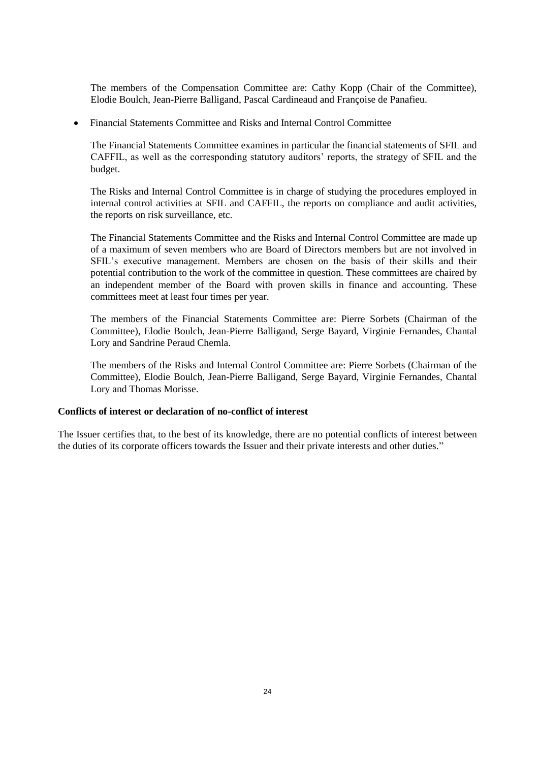The members of the Compensation Committee are: Cathy Kopp (Chair of the Committee), Elodie Boulch, Jean-Pierre Balligand, Pascal Cardineaud and Françoise de Panafieu.

- Financial Statements Committee and Risks and Internal Control Committee

  The Financial Statements Committee examines in particular the financial statements of SFIL and CAFFIL, as well as the corresponding statutory auditors' reports, the strategy of SFIL and the budget.

  The Risks and Internal Control Committee is in charge of studying the procedures employed in internal control activities at SFIL and CAFFIL, the reports on compliance and audit activities, the reports on risk surveillance, etc.

  The Financial Statements Committee and the Risks and Internal Control Committee are made up of a maximum of seven members who are Board of Directors members but are not involved in SFIL's executive management. Members are chosen on the basis of their skills and their potential contribution to the work of the committee in question. These committees are chaired by an independent member of the Board with proven skills in finance and accounting. These committees meet at least four times per year.

  The members of the Financial Statements Committee are: Pierre Sorbets (Chairman of the Committee), Elodie Boulch, Jean-Pierre Balligand, Serge Bayard, Virginie Fernandes, Chantal Lory and Sandrine Peraud Chemla.

  The members of the Risks and Internal Control Committee are: Pierre Sorbets (Chairman of the Committee), Elodie Boulch, Jean-Pierre Balligand, Serge Bayard, Virginie Fernandes, Chantal Lory and Thomas Morisse.

**Conflicts of interest or declaration of no-conflict of interest**

The Issuer certifies that, to the best of its knowledge, there are no potential conflicts of interest between the duties of its corporate officers towards the Issuer and their private interests and other duties."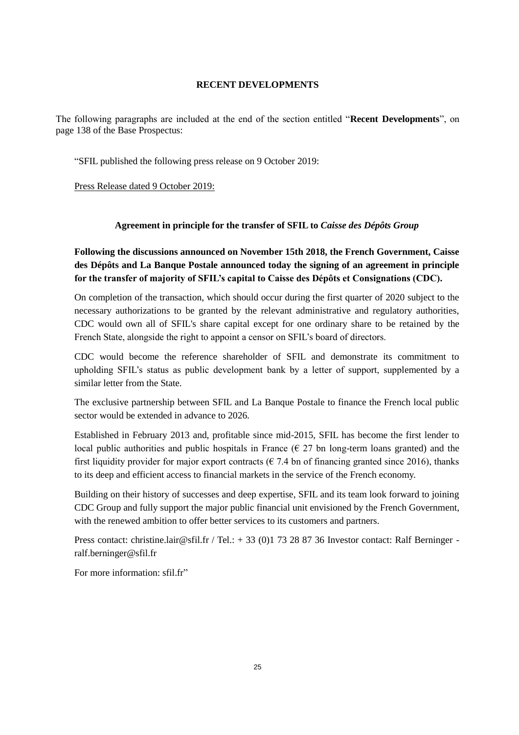# RECENT DEVELOPMENTS

The following paragraphs are included at the end of the section entitled "**Recent Developments**", on page 138 of the Base Prospectus:

"SFIL published the following press release on 9 October 2019:

Press Release dated 9 October 2019:

## Agreement in principle for the transfer of SFIL to *Caisse des Dépôts Group*

**Following the discussions announced on November 15th 2018, the French Government, Caisse des Dépôts and La Banque Postale announced today the signing of an agreement in principle for the transfer of majority of SFIL's capital to Caisse des Dépôts et Consignations (CDC).**

On completion of the transaction, which should occur during the first quarter of 2020 subject to the necessary authorizations to be granted by the relevant administrative and regulatory authorities, CDC would own all of SFIL's share capital except for one ordinary share to be retained by the French State, alongside the right to appoint a censor on SFIL's board of directors.

CDC would become the reference shareholder of SFIL and demonstrate its commitment to upholding SFIL's status as public development bank by a letter of support, supplemented by a similar letter from the State.

The exclusive partnership between SFIL and La Banque Postale to finance the French local public sector would be extended in advance to 2026.

Established in February 2013 and, profitable since mid-2015, SFIL has become the first lender to local public authorities and public hospitals in France (€ 27 bn long-term loans granted) and the first liquidity provider for major export contracts (€ 7.4 bn of financing granted since 2016), thanks to its deep and efficient access to financial markets in the service of the French economy.

Building on their history of successes and deep expertise, SFIL and its team look forward to joining CDC Group and fully support the major public financial unit envisioned by the French Government, with the renewed ambition to offer better services to its customers and partners.

Press contact: christine.lair@sfil.fr / Tel.: + 33 (0)1 73 28 87 36 Investor contact: Ralf Berninger - ralf.berninger@sfil.fr

For more information: sfil.fr"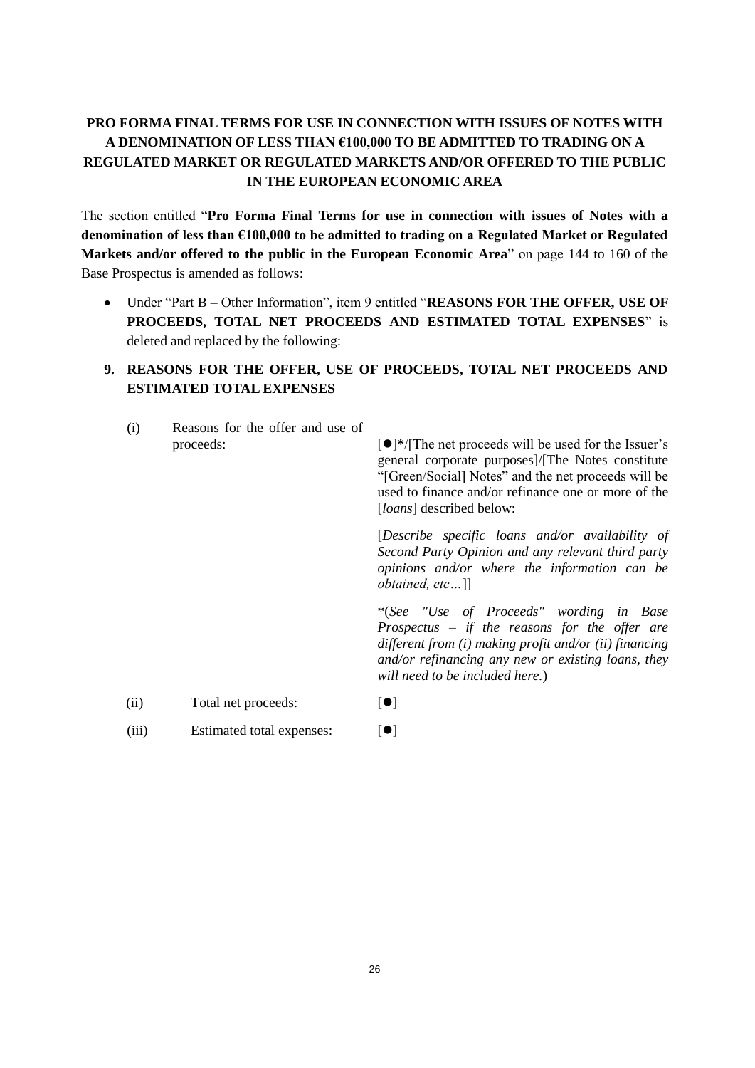**PRO FORMA FINAL TERMS FOR USE IN CONNECTION WITH ISSUES OF NOTES WITH A DENOMINATION OF LESS THAN €100,000 TO BE ADMITTED TO TRADING ON A REGULATED MARKET OR REGULATED MARKETS AND/OR OFFERED TO THE PUBLIC IN THE EUROPEAN ECONOMIC AREA**

The section entitled "**Pro Forma Final Terms for use in connection with issues of Notes with a denomination of less than €100,000 to be admitted to trading on a Regulated Market or Regulated Markets and/or offered to the public in the European Economic Area**" on page 144 to 160 of the Base Prospectus is amended as follows:

- Under "Part B – Other Information", item 9 entitled "**REASONS FOR THE OFFER, USE OF PROCEEDS, TOTAL NET PROCEEDS AND ESTIMATED TOTAL EXPENSES**" is deleted and replaced by the following:

**9. REASONS FOR THE OFFER, USE OF PROCEEDS, TOTAL NET PROCEEDS AND ESTIMATED TOTAL EXPENSES**

| | | |
|---|---|---|
| (i) | Reasons for the offer and use of proceeds: | [●]**\***/[The net proceeds will be used for the Issuer's general corporate purposes]/[The Notes constitute "[Green/Social] Notes" and the net proceeds will be used to finance and/or refinance one or more of the [*loans*] described below:<br><br>[*Describe specific loans and/or availability of Second Party Opinion and any relevant third party opinions and/or where the information can be obtained, etc…*]]<br><br>*(*See "Use of Proceeds" wording in Base Prospectus – if the reasons for the offer are different from (i) making profit and/or (ii) financing and/or refinancing any new or existing loans, they will need to be included here.*) |
| (ii) | Total net proceeds: | [●] |
| (iii) | Estimated total expenses: | [●] |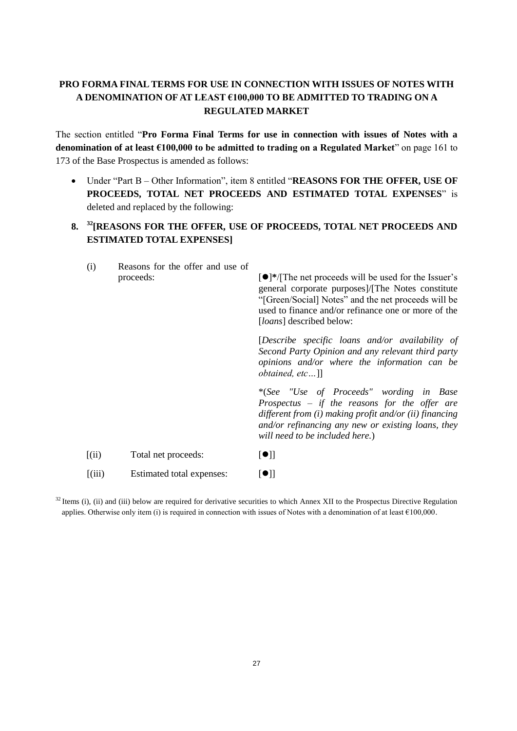**PRO FORMA FINAL TERMS FOR USE IN CONNECTION WITH ISSUES OF NOTES WITH A DENOMINATION OF AT LEAST €100,000 TO BE ADMITTED TO TRADING ON A REGULATED MARKET**

The section entitled "**Pro Forma Final Terms for use in connection with issues of Notes with a denomination of at least €100,000 to be admitted to trading on a Regulated Market**" on page 161 to 173 of the Base Prospectus is amended as follows:

- Under "Part B – Other Information", item 8 entitled "**REASONS FOR THE OFFER, USE OF PROCEEDS, TOTAL NET PROCEEDS AND ESTIMATED TOTAL EXPENSES**" is deleted and replaced by the following:

**8. [32][REASONS FOR THE OFFER, USE OF PROCEEDS, TOTAL NET PROCEEDS AND ESTIMATED TOTAL EXPENSES]**

| | | |
|---|---|---|
| (i) | Reasons for the offer and use of proceeds: | [●]*/[The net proceeds will be used for the Issuer's general corporate purposes]/[The Notes constitute "[Green/Social] Notes" and the net proceeds will be used to finance and/or refinance one or more of the [*loans*] described below:<br><br>[*Describe specific loans and/or availability of Second Party Opinion and any relevant third party opinions and/or where the information can be obtained, etc…*]]<br><br>*(*See "Use of Proceeds" wording in Base Prospectus – if the reasons for the offer are different from (i) making profit and/or (ii) financing and/or refinancing any new or existing loans, they will need to be included here.*) |
| [(ii) | Total net proceeds: | [●]] |
| [(iii) | Estimated total expenses: | [●]] |

[32] Items (i), (ii) and (iii) below are required for derivative securities to which Annex XII to the Prospectus Directive Regulation applies. Otherwise only item (i) is required in connection with issues of Notes with a denomination of at least €100,000.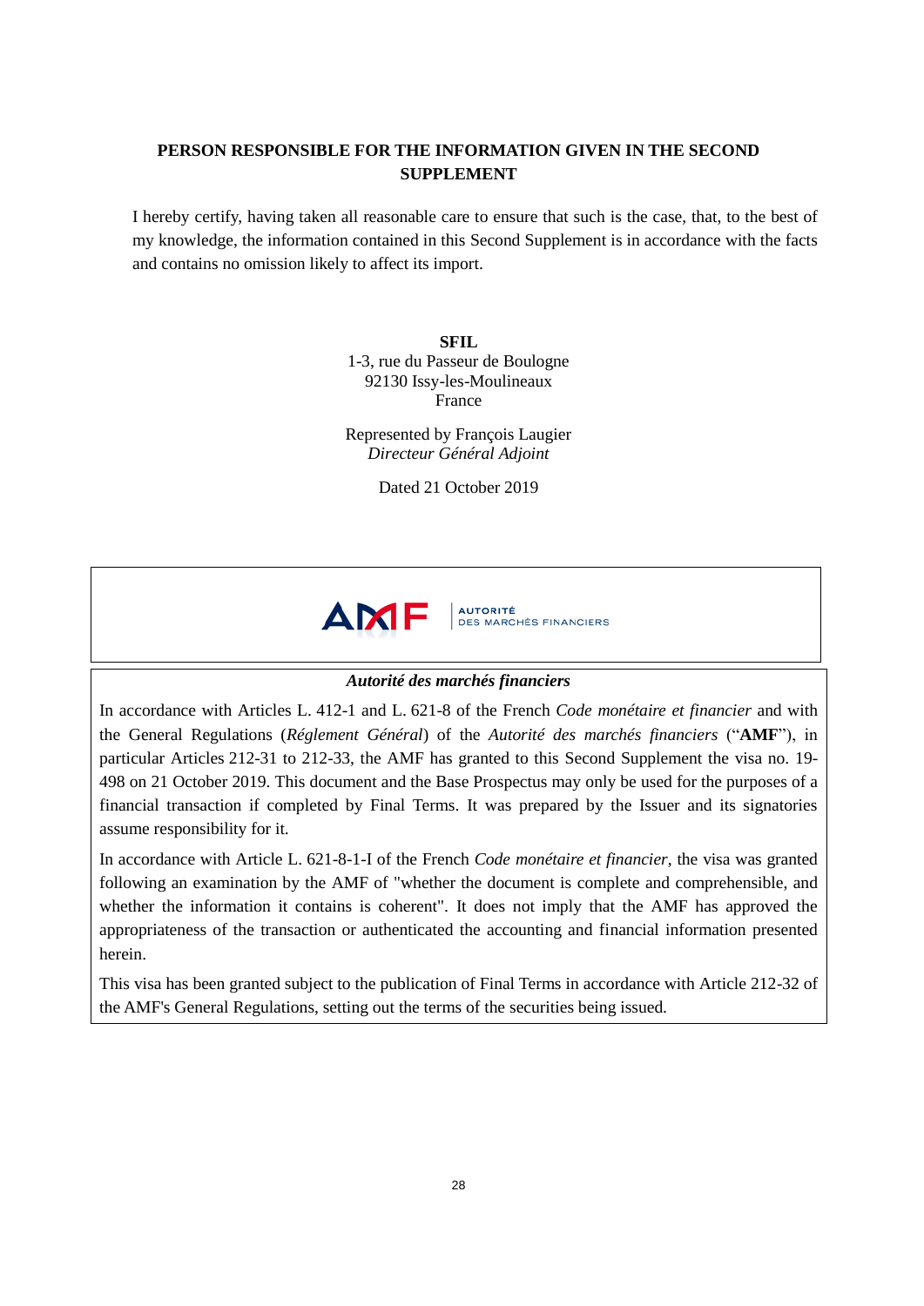**PERSON RESPONSIBLE FOR THE INFORMATION GIVEN IN THE SECOND SUPPLEMENT**

I hereby certify, having taken all reasonable care to ensure that such is the case, that, to the best of my knowledge, the information contained in this Second Supplement is in accordance with the facts and contains no omission likely to affect its import.

**SFIL**
1-3, rue du Passeur de Boulogne
92130 Issy-les-Moulineaux
France

Represented by François Laugier
*Directeur Général Adjoint*

Dated 21 October 2019

AMF | AUTORITÉ DES MARCHÉS FINANCIERS

***Autorité des marchés financiers***

In accordance with Articles L. 412-1 and L. 621-8 of the French *Code monétaire et financier* and with the General Regulations (*Réglement Général*) of the *Autorité des marchés financiers* ("**AMF**"), in particular Articles 212-31 to 212-33, the AMF has granted to this Second Supplement the visa no. 19-498 on 21 October 2019. This document and the Base Prospectus may only be used for the purposes of a financial transaction if completed by Final Terms. It was prepared by the Issuer and its signatories assume responsibility for it.

In accordance with Article L. 621-8-1-I of the French *Code monétaire et financier*, the visa was granted following an examination by the AMF of "whether the document is complete and comprehensible, and whether the information it contains is coherent". It does not imply that the AMF has approved the appropriateness of the transaction or authenticated the accounting and financial information presented herein.

This visa has been granted subject to the publication of Final Terms in accordance with Article 212-32 of the AMF's General Regulations, setting out the terms of the securities being issued.